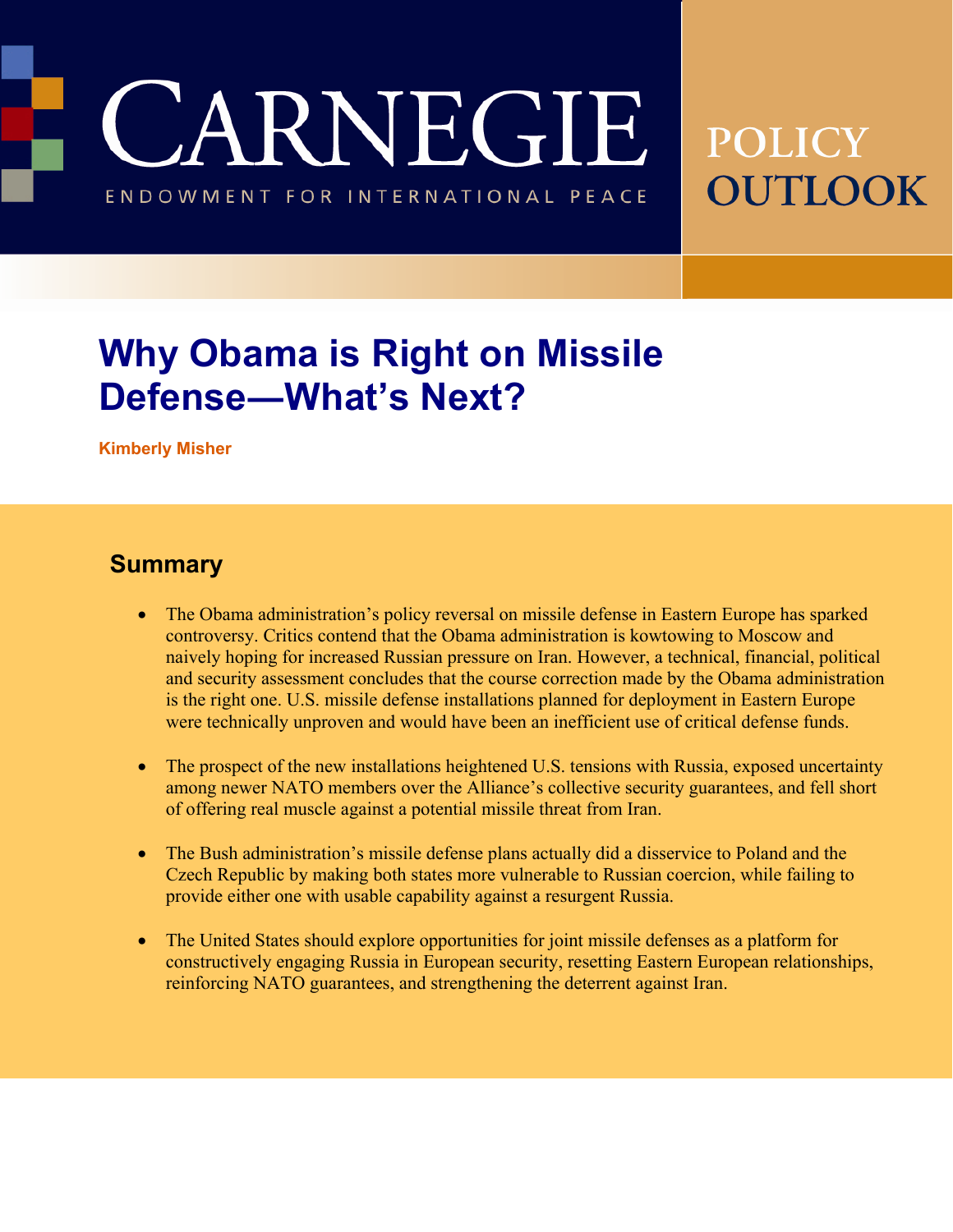# Why Obama is Right on Missile Defense—What's Next?

**Kimberly Misher**

## Summary

- The Obama administration's policy reversal on missile defense in Eastern Europe has sparked controversy. Critics contend that the Obama administration is kowtowing to Moscow and naively hoping for increased Russian pressure on Iran. However, a technical, financial, political and security assessment concludes that the course correction made by the Obama administration is the right one. U.S. missile defense installations planned for deployment in Eastern Europe were technically unproven and would have been an inefficient use of critical defense funds.

- The prospect of the new installations heightened U.S. tensions with Russia, exposed uncertainty among newer NATO members over the Alliance's collective security guarantees, and fell short of offering real muscle against a potential missile threat from Iran.

- The Bush administration's missile defense plans actually did a disservice to Poland and the Czech Republic by making both states more vulnerable to Russian coercion, while failing to provide either one with usable capability against a resurgent Russia.

- The United States should explore opportunities for joint missile defenses as a platform for constructively engaging Russia in European security, resetting Eastern European relationships, reinforcing NATO guarantees, and strengthening the deterrent against Iran.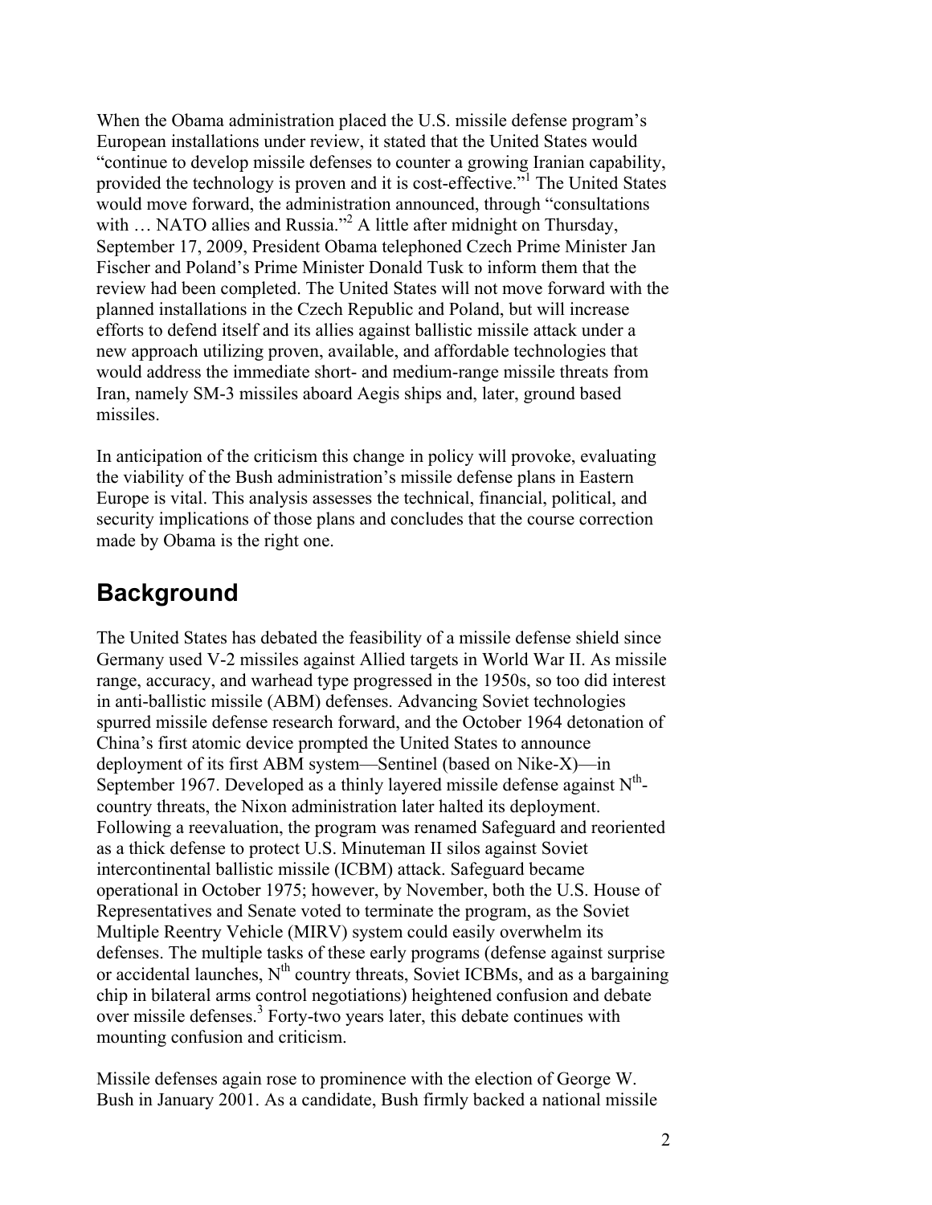When the Obama administration placed the U.S. missile defense program's European installations under review, it stated that the United States would "continue to develop missile defenses to counter a growing Iranian capability, provided the technology is proven and it is cost-effective."[1] The United States would move forward, the administration announced, through "consultations with … NATO allies and Russia."[2] A little after midnight on Thursday, September 17, 2009, President Obama telephoned Czech Prime Minister Jan Fischer and Poland's Prime Minister Donald Tusk to inform them that the review had been completed. The United States will not move forward with the planned installations in the Czech Republic and Poland, but will increase efforts to defend itself and its allies against ballistic missile attack under a new approach utilizing proven, available, and affordable technologies that would address the immediate short- and medium-range missile threats from Iran, namely SM-3 missiles aboard Aegis ships and, later, ground based missiles.

In anticipation of the criticism this change in policy will provoke, evaluating the viability of the Bush administration's missile defense plans in Eastern Europe is vital. This analysis assesses the technical, financial, political, and security implications of those plans and concludes that the course correction made by Obama is the right one.

## Background

The United States has debated the feasibility of a missile defense shield since Germany used V-2 missiles against Allied targets in World War II. As missile range, accuracy, and warhead type progressed in the 1950s, so too did interest in anti-ballistic missile (ABM) defenses. Advancing Soviet technologies spurred missile defense research forward, and the October 1964 detonation of China's first atomic device prompted the United States to announce deployment of its first ABM system—Sentinel (based on Nike-X)—in September 1967. Developed as a thinly layered missile defense against $N^{th}$-country threats, the Nixon administration later halted its deployment. Following a reevaluation, the program was renamed Safeguard and reoriented as a thick defense to protect U.S. Minuteman II silos against Soviet intercontinental ballistic missile (ICBM) attack. Safeguard became operational in October 1975; however, by November, both the U.S. House of Representatives and Senate voted to terminate the program, as the Soviet Multiple Reentry Vehicle (MIRV) system could easily overwhelm its defenses. The multiple tasks of these early programs (defense against surprise or accidental launches, $N^{th}$ country threats, Soviet ICBMs, and as a bargaining chip in bilateral arms control negotiations) heightened confusion and debate over missile defenses.[3] Forty-two years later, this debate continues with mounting confusion and criticism.

Missile defenses again rose to prominence with the election of George W. Bush in January 2001. As a candidate, Bush firmly backed a national missile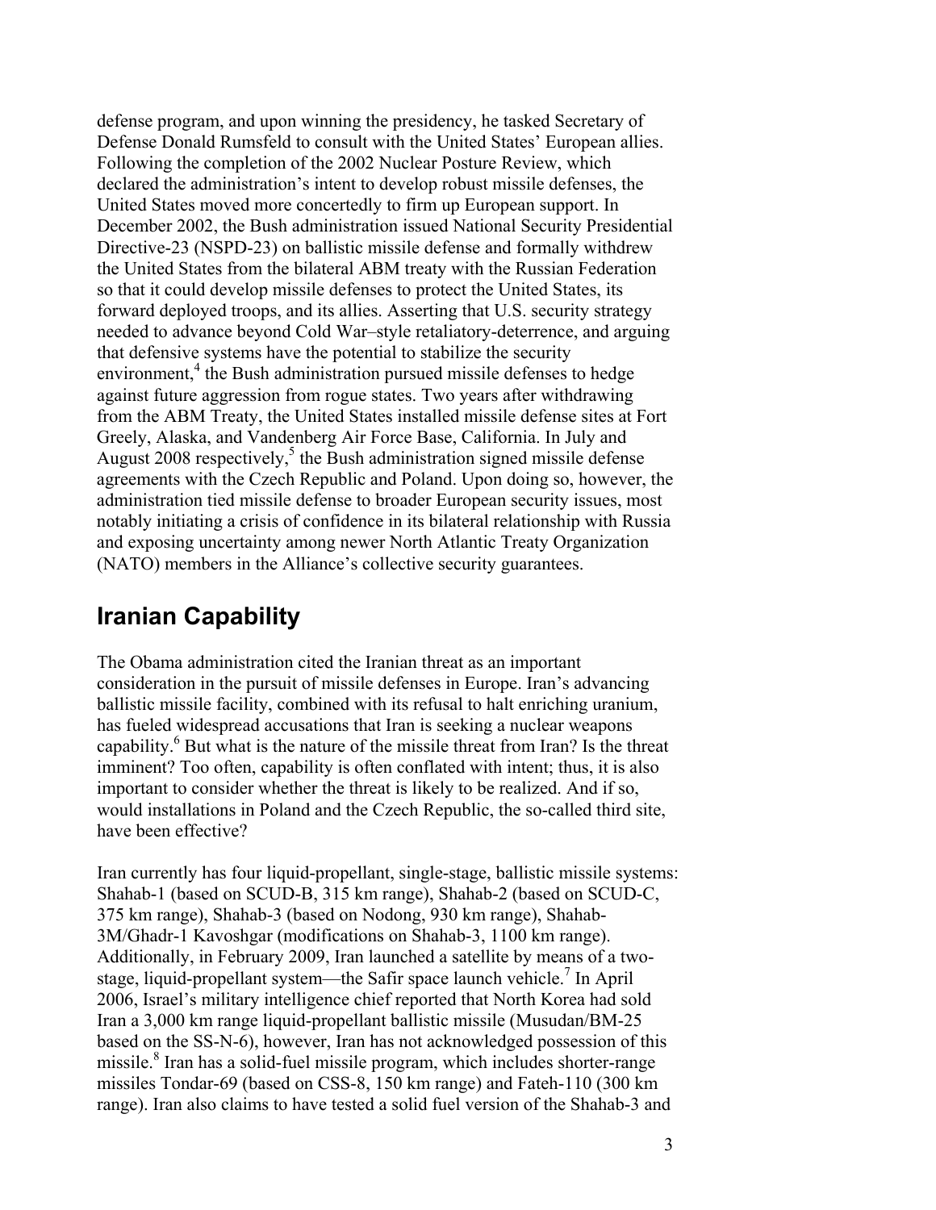defense program, and upon winning the presidency, he tasked Secretary of Defense Donald Rumsfeld to consult with the United States' European allies. Following the completion of the 2002 Nuclear Posture Review, which declared the administration's intent to develop robust missile defenses, the United States moved more concertedly to firm up European support. In December 2002, the Bush administration issued National Security Presidential Directive-23 (NSPD-23) on ballistic missile defense and formally withdrew the United States from the bilateral ABM treaty with the Russian Federation so that it could develop missile defenses to protect the United States, its forward deployed troops, and its allies. Asserting that U.S. security strategy needed to advance beyond Cold War–style retaliatory-deterrence, and arguing that defensive systems have the potential to stabilize the security environment,[4] the Bush administration pursued missile defenses to hedge against future aggression from rogue states. Two years after withdrawing from the ABM Treaty, the United States installed missile defense sites at Fort Greely, Alaska, and Vandenberg Air Force Base, California. In July and August 2008 respectively,[5] the Bush administration signed missile defense agreements with the Czech Republic and Poland. Upon doing so, however, the administration tied missile defense to broader European security issues, most notably initiating a crisis of confidence in its bilateral relationship with Russia and exposing uncertainty among newer North Atlantic Treaty Organization (NATO) members in the Alliance's collective security guarantees.

## Iranian Capability

The Obama administration cited the Iranian threat as an important consideration in the pursuit of missile defenses in Europe. Iran's advancing ballistic missile facility, combined with its refusal to halt enriching uranium, has fueled widespread accusations that Iran is seeking a nuclear weapons capability.[6] But what is the nature of the missile threat from Iran? Is the threat imminent? Too often, capability is often conflated with intent; thus, it is also important to consider whether the threat is likely to be realized. And if so, would installations in Poland and the Czech Republic, the so-called third site, have been effective?

Iran currently has four liquid-propellant, single-stage, ballistic missile systems: Shahab-1 (based on SCUD-B, 315 km range), Shahab-2 (based on SCUD-C, 375 km range), Shahab-3 (based on Nodong, 930 km range), Shahab-3M/Ghadr-1 Kavoshgar (modifications on Shahab-3, 1100 km range). Additionally, in February 2009, Iran launched a satellite by means of a two-stage, liquid-propellant system—the Safir space launch vehicle.[7] In April 2006, Israel's military intelligence chief reported that North Korea had sold Iran a 3,000 km range liquid-propellant ballistic missile (Musudan/BM-25 based on the SS-N-6), however, Iran has not acknowledged possession of this missile.[8] Iran has a solid-fuel missile program, which includes shorter-range missiles Tondar-69 (based on CSS-8, 150 km range) and Fateh-110 (300 km range). Iran also claims to have tested a solid fuel version of the Shahab-3 and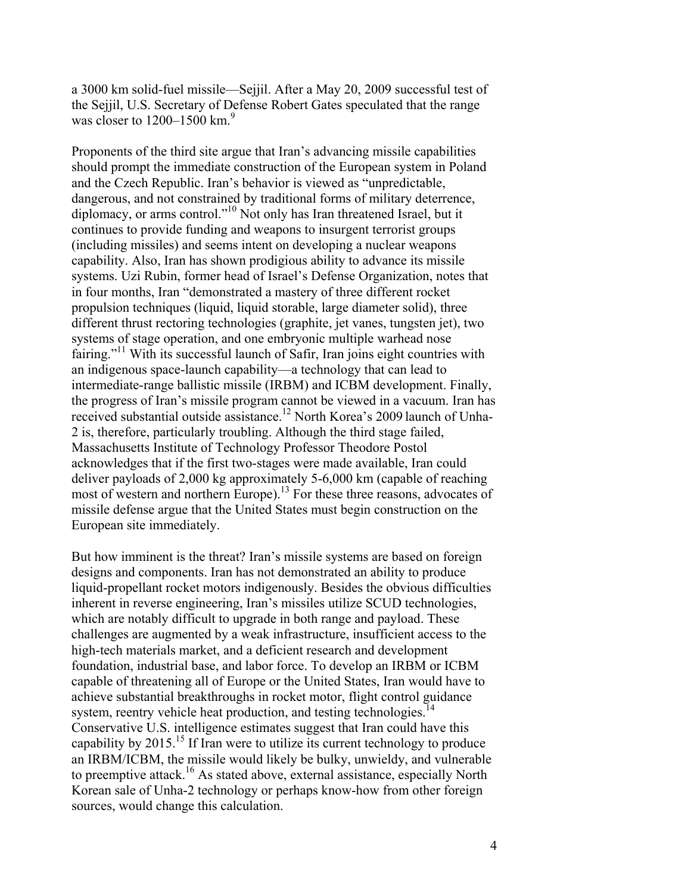a 3000 km solid-fuel missile—Sejjil. After a May 20, 2009 successful test of the Sejjil, U.S. Secretary of Defense Robert Gates speculated that the range was closer to 1200–1500 km.[9]

Proponents of the third site argue that Iran's advancing missile capabilities should prompt the immediate construction of the European system in Poland and the Czech Republic. Iran's behavior is viewed as "unpredictable, dangerous, and not constrained by traditional forms of military deterrence, diplomacy, or arms control."[10] Not only has Iran threatened Israel, but it continues to provide funding and weapons to insurgent terrorist groups (including missiles) and seems intent on developing a nuclear weapons capability. Also, Iran has shown prodigious ability to advance its missile systems. Uzi Rubin, former head of Israel's Defense Organization, notes that in four months, Iran "demonstrated a mastery of three different rocket propulsion techniques (liquid, liquid storable, large diameter solid), three different thrust rectoring technologies (graphite, jet vanes, tungsten jet), two systems of stage operation, and one embryonic multiple warhead nose fairing."[11] With its successful launch of Safir, Iran joins eight countries with an indigenous space-launch capability—a technology that can lead to intermediate-range ballistic missile (IRBM) and ICBM development. Finally, the progress of Iran's missile program cannot be viewed in a vacuum. Iran has received substantial outside assistance.[12] North Korea's 2009 launch of Unha-2 is, therefore, particularly troubling. Although the third stage failed, Massachusetts Institute of Technology Professor Theodore Postol acknowledges that if the first two-stages were made available, Iran could deliver payloads of 2,000 kg approximately 5-6,000 km (capable of reaching most of western and northern Europe).[13] For these three reasons, advocates of missile defense argue that the United States must begin construction on the European site immediately.

But how imminent is the threat? Iran's missile systems are based on foreign designs and components. Iran has not demonstrated an ability to produce liquid-propellant rocket motors indigenously. Besides the obvious difficulties inherent in reverse engineering, Iran's missiles utilize SCUD technologies, which are notably difficult to upgrade in both range and payload. These challenges are augmented by a weak infrastructure, insufficient access to the high-tech materials market, and a deficient research and development foundation, industrial base, and labor force. To develop an IRBM or ICBM capable of threatening all of Europe or the United States, Iran would have to achieve substantial breakthroughs in rocket motor, flight control guidance system, reentry vehicle heat production, and testing technologies.[14] Conservative U.S. intelligence estimates suggest that Iran could have this capability by 2015.[15] If Iran were to utilize its current technology to produce an IRBM/ICBM, the missile would likely be bulky, unwieldy, and vulnerable to preemptive attack.[16] As stated above, external assistance, especially North Korean sale of Unha-2 technology or perhaps know-how from other foreign sources, would change this calculation.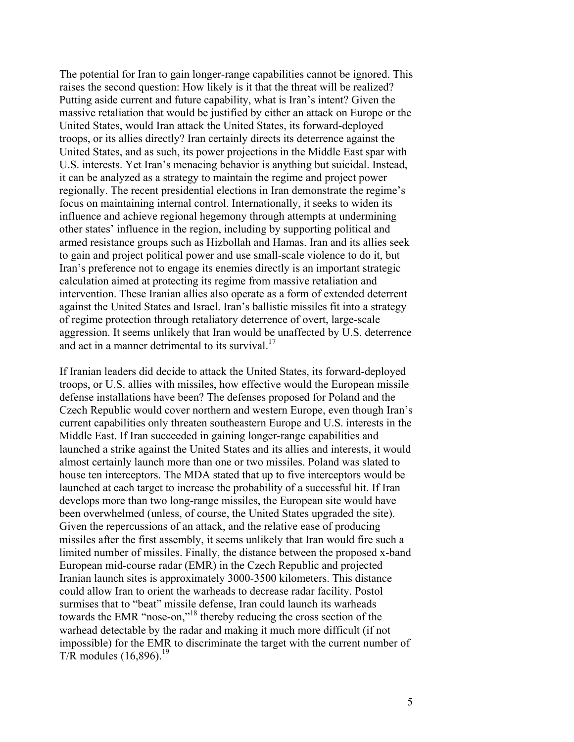The potential for Iran to gain longer-range capabilities cannot be ignored. This raises the second question: How likely is it that the threat will be realized? Putting aside current and future capability, what is Iran's intent? Given the massive retaliation that would be justified by either an attack on Europe or the United States, would Iran attack the United States, its forward-deployed troops, or its allies directly? Iran certainly directs its deterrence against the United States, and as such, its power projections in the Middle East spar with U.S. interests. Yet Iran's menacing behavior is anything but suicidal. Instead, it can be analyzed as a strategy to maintain the regime and project power regionally. The recent presidential elections in Iran demonstrate the regime's focus on maintaining internal control. Internationally, it seeks to widen its influence and achieve regional hegemony through attempts at undermining other states' influence in the region, including by supporting political and armed resistance groups such as Hizbollah and Hamas. Iran and its allies seek to gain and project political power and use small-scale violence to do it, but Iran's preference not to engage its enemies directly is an important strategic calculation aimed at protecting its regime from massive retaliation and intervention. These Iranian allies also operate as a form of extended deterrent against the United States and Israel. Iran's ballistic missiles fit into a strategy of regime protection through retaliatory deterrence of overt, large-scale aggression. It seems unlikely that Iran would be unaffected by U.S. deterrence and act in a manner detrimental to its survival.[17]

If Iranian leaders did decide to attack the United States, its forward-deployed troops, or U.S. allies with missiles, how effective would the European missile defense installations have been? The defenses proposed for Poland and the Czech Republic would cover northern and western Europe, even though Iran's current capabilities only threaten southeastern Europe and U.S. interests in the Middle East. If Iran succeeded in gaining longer-range capabilities and launched a strike against the United States and its allies and interests, it would almost certainly launch more than one or two missiles. Poland was slated to house ten interceptors. The MDA stated that up to five interceptors would be launched at each target to increase the probability of a successful hit. If Iran develops more than two long-range missiles, the European site would have been overwhelmed (unless, of course, the United States upgraded the site). Given the repercussions of an attack, and the relative ease of producing missiles after the first assembly, it seems unlikely that Iran would fire such a limited number of missiles. Finally, the distance between the proposed x-band European mid-course radar (EMR) in the Czech Republic and projected Iranian launch sites is approximately 3000-3500 kilometers. This distance could allow Iran to orient the warheads to decrease radar facility. Postol surmises that to "beat" missile defense, Iran could launch its warheads towards the EMR "nose-on,"[18] thereby reducing the cross section of the warhead detectable by the radar and making it much more difficult (if not impossible) for the EMR to discriminate the target with the current number of T/R modules (16,896).[19]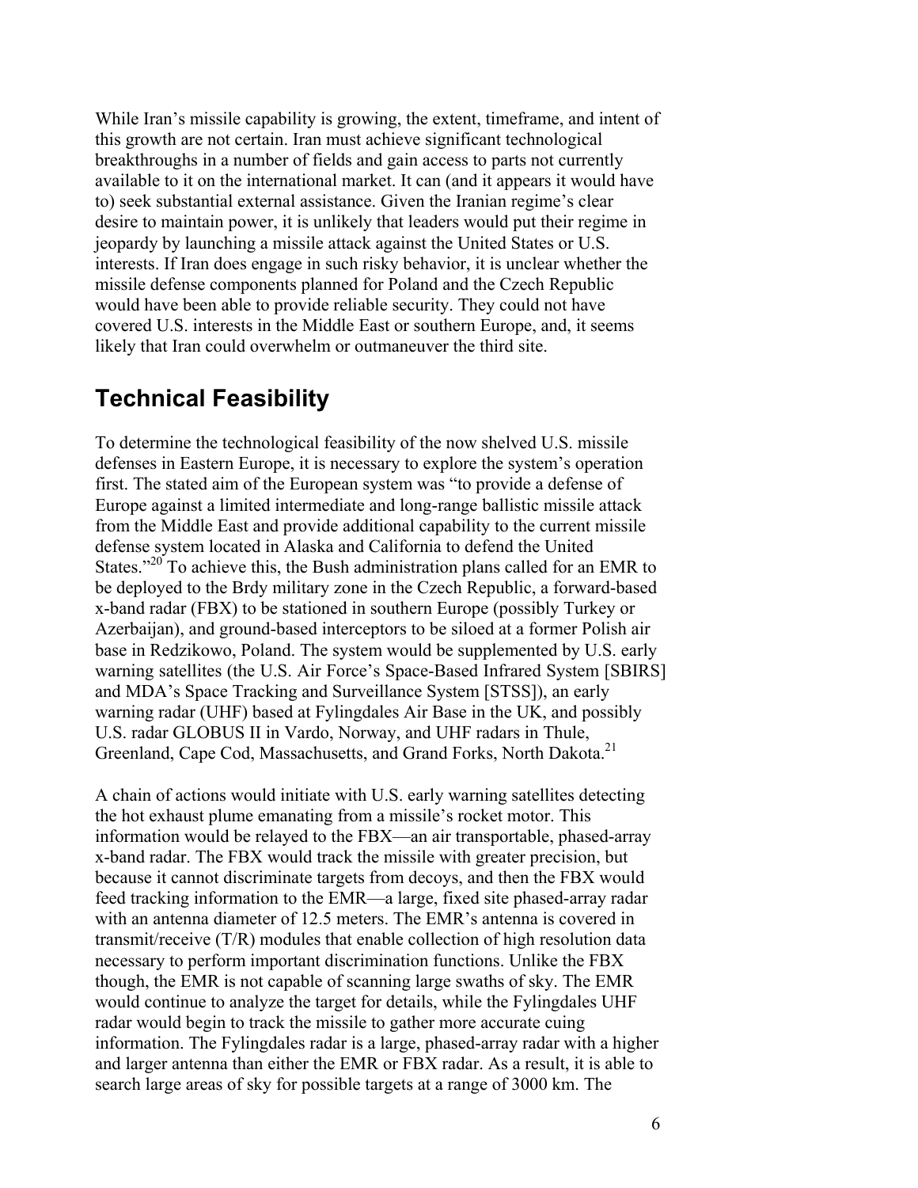While Iran's missile capability is growing, the extent, timeframe, and intent of this growth are not certain. Iran must achieve significant technological breakthroughs in a number of fields and gain access to parts not currently available to it on the international market. It can (and it appears it would have to) seek substantial external assistance. Given the Iranian regime's clear desire to maintain power, it is unlikely that leaders would put their regime in jeopardy by launching a missile attack against the United States or U.S. interests. If Iran does engage in such risky behavior, it is unclear whether the missile defense components planned for Poland and the Czech Republic would have been able to provide reliable security. They could not have covered U.S. interests in the Middle East or southern Europe, and, it seems likely that Iran could overwhelm or outmaneuver the third site.

## Technical Feasibility

To determine the technological feasibility of the now shelved U.S. missile defenses in Eastern Europe, it is necessary to explore the system's operation first. The stated aim of the European system was "to provide a defense of Europe against a limited intermediate and long-range ballistic missile attack from the Middle East and provide additional capability to the current missile defense system located in Alaska and California to defend the United States."[20] To achieve this, the Bush administration plans called for an EMR to be deployed to the Brdy military zone in the Czech Republic, a forward-based x-band radar (FBX) to be stationed in southern Europe (possibly Turkey or Azerbaijan), and ground-based interceptors to be siloed at a former Polish air base in Redzikowo, Poland. The system would be supplemented by U.S. early warning satellites (the U.S. Air Force's Space-Based Infrared System [SBIRS] and MDA's Space Tracking and Surveillance System [STSS]), an early warning radar (UHF) based at Fylingdales Air Base in the UK, and possibly U.S. radar GLOBUS II in Vardo, Norway, and UHF radars in Thule, Greenland, Cape Cod, Massachusetts, and Grand Forks, North Dakota.[21]

A chain of actions would initiate with U.S. early warning satellites detecting the hot exhaust plume emanating from a missile's rocket motor. This information would be relayed to the FBX—an air transportable, phased-array x-band radar. The FBX would track the missile with greater precision, but because it cannot discriminate targets from decoys, and then the FBX would feed tracking information to the EMR—a large, fixed site phased-array radar with an antenna diameter of 12.5 meters. The EMR's antenna is covered in transmit/receive (T/R) modules that enable collection of high resolution data necessary to perform important discrimination functions. Unlike the FBX though, the EMR is not capable of scanning large swaths of sky. The EMR would continue to analyze the target for details, while the Fylingdales UHF radar would begin to track the missile to gather more accurate cuing information. The Fylingdales radar is a large, phased-array radar with a higher and larger antenna than either the EMR or FBX radar. As a result, it is able to search large areas of sky for possible targets at a range of 3000 km. The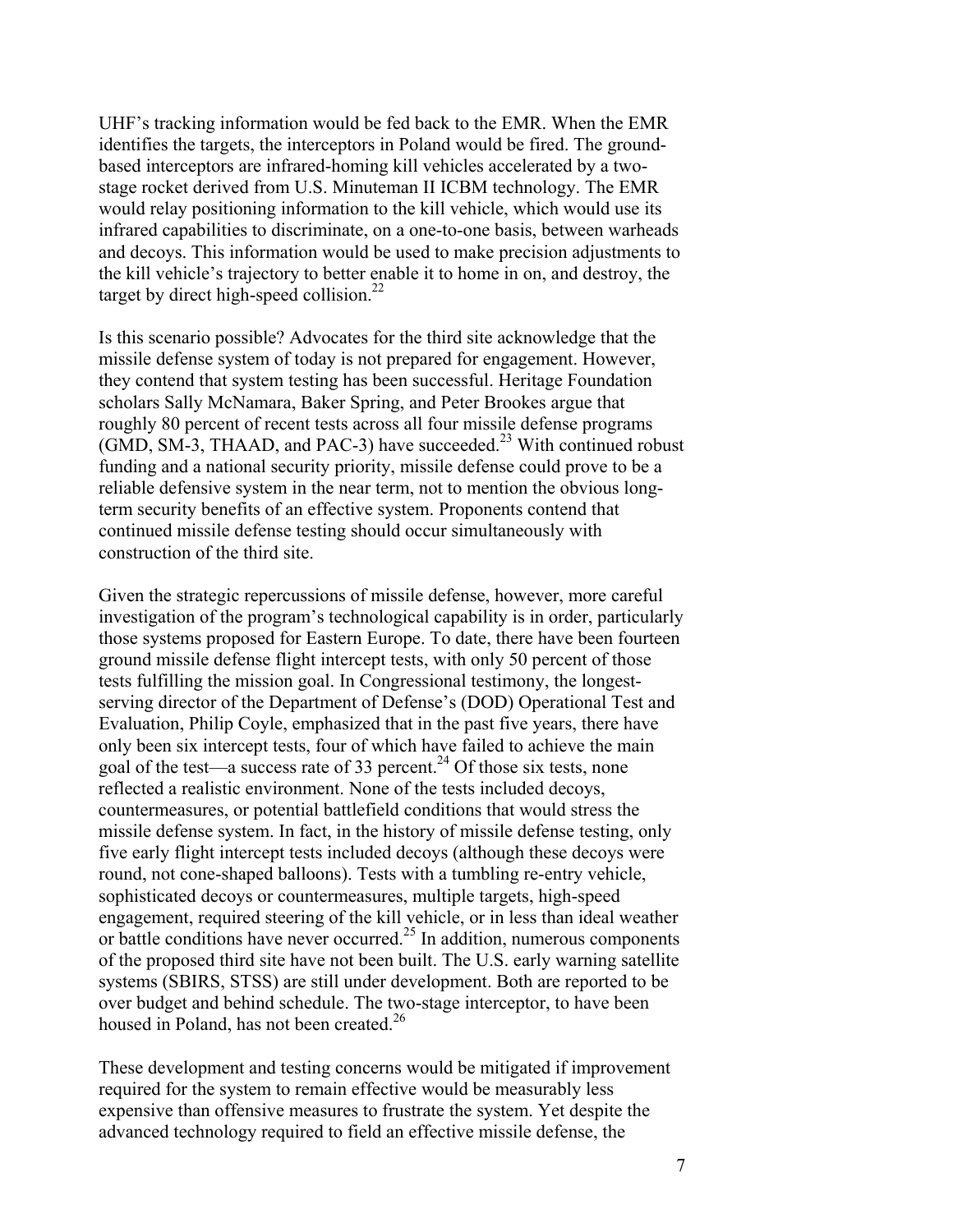UHF's tracking information would be fed back to the EMR. When the EMR identifies the targets, the interceptors in Poland would be fired. The ground-based interceptors are infrared-homing kill vehicles accelerated by a two-stage rocket derived from U.S. Minuteman II ICBM technology. The EMR would relay positioning information to the kill vehicle, which would use its infrared capabilities to discriminate, on a one-to-one basis, between warheads and decoys. This information would be used to make precision adjustments to the kill vehicle's trajectory to better enable it to home in on, and destroy, the target by direct high-speed collision.[22]

Is this scenario possible? Advocates for the third site acknowledge that the missile defense system of today is not prepared for engagement. However, they contend that system testing has been successful. Heritage Foundation scholars Sally McNamara, Baker Spring, and Peter Brookes argue that roughly 80 percent of recent tests across all four missile defense programs (GMD, SM-3, THAAD, and PAC-3) have succeeded.[23] With continued robust funding and a national security priority, missile defense could prove to be a reliable defensive system in the near term, not to mention the obvious long-term security benefits of an effective system. Proponents contend that continued missile defense testing should occur simultaneously with construction of the third site.

Given the strategic repercussions of missile defense, however, more careful investigation of the program's technological capability is in order, particularly those systems proposed for Eastern Europe. To date, there have been fourteen ground missile defense flight intercept tests, with only 50 percent of those tests fulfilling the mission goal. In Congressional testimony, the longest-serving director of the Department of Defense's (DOD) Operational Test and Evaluation, Philip Coyle, emphasized that in the past five years, there have only been six intercept tests, four of which have failed to achieve the main goal of the test—a success rate of 33 percent.[24] Of those six tests, none reflected a realistic environment. None of the tests included decoys, countermeasures, or potential battlefield conditions that would stress the missile defense system. In fact, in the history of missile defense testing, only five early flight intercept tests included decoys (although these decoys were round, not cone-shaped balloons). Tests with a tumbling re-entry vehicle, sophisticated decoys or countermeasures, multiple targets, high-speed engagement, required steering of the kill vehicle, or in less than ideal weather or battle conditions have never occurred.[25] In addition, numerous components of the proposed third site have not been built. The U.S. early warning satellite systems (SBIRS, STSS) are still under development. Both are reported to be over budget and behind schedule. The two-stage interceptor, to have been housed in Poland, has not been created.[26]

These development and testing concerns would be mitigated if improvement required for the system to remain effective would be measurably less expensive than offensive measures to frustrate the system. Yet despite the advanced technology required to field an effective missile defense, the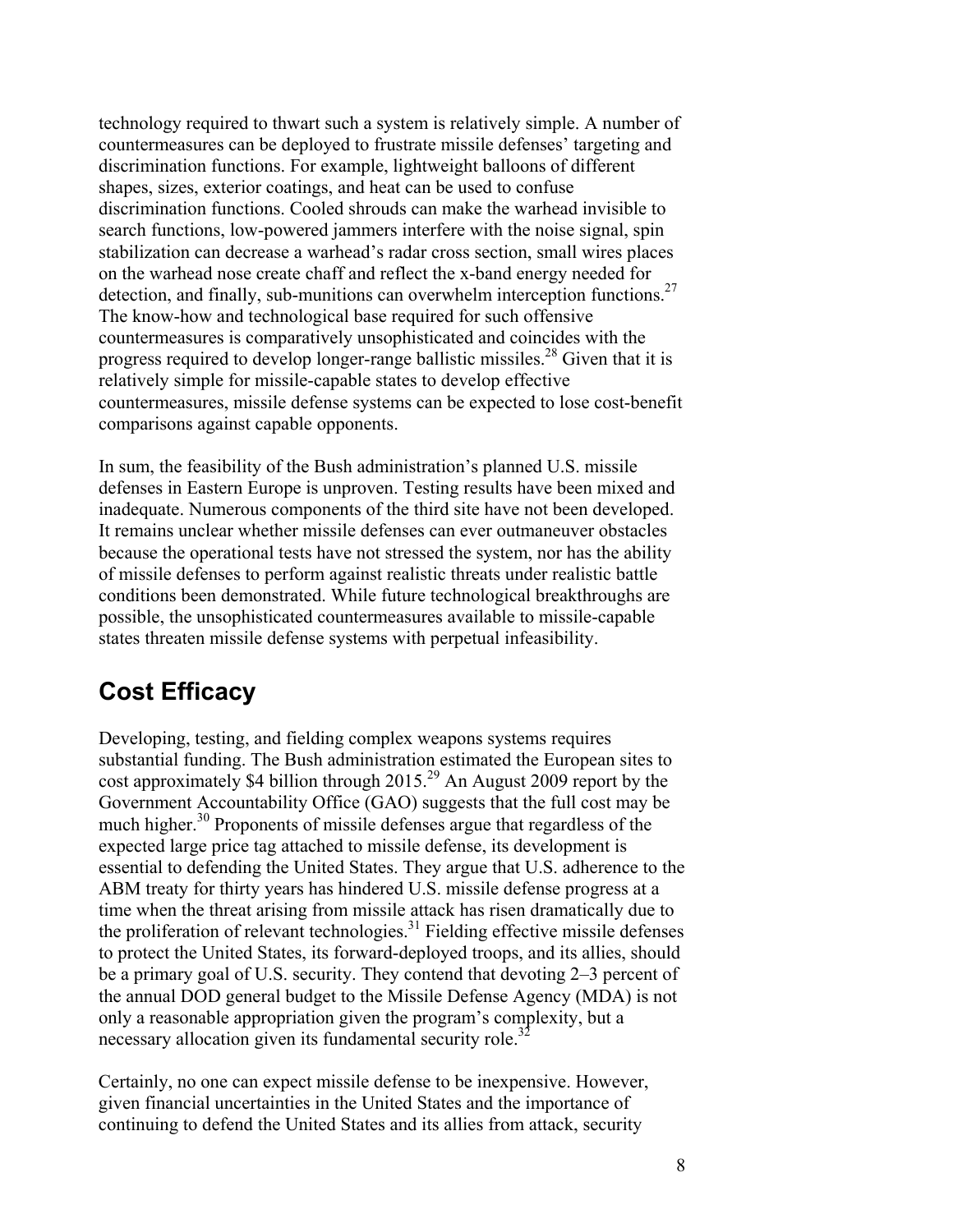technology required to thwart such a system is relatively simple. A number of countermeasures can be deployed to frustrate missile defenses' targeting and discrimination functions. For example, lightweight balloons of different shapes, sizes, exterior coatings, and heat can be used to confuse discrimination functions. Cooled shrouds can make the warhead invisible to search functions, low-powered jammers interfere with the noise signal, spin stabilization can decrease a warhead's radar cross section, small wires places on the warhead nose create chaff and reflect the x-band energy needed for detection, and finally, sub-munitions can overwhelm interception functions.[27] The know-how and technological base required for such offensive countermeasures is comparatively unsophisticated and coincides with the progress required to develop longer-range ballistic missiles.[28] Given that it is relatively simple for missile-capable states to develop effective countermeasures, missile defense systems can be expected to lose cost-benefit comparisons against capable opponents.

In sum, the feasibility of the Bush administration's planned U.S. missile defenses in Eastern Europe is unproven. Testing results have been mixed and inadequate. Numerous components of the third site have not been developed. It remains unclear whether missile defenses can ever outmaneuver obstacles because the operational tests have not stressed the system, nor has the ability of missile defenses to perform against realistic threats under realistic battle conditions been demonstrated. While future technological breakthroughs are possible, the unsophisticated countermeasures available to missile-capable states threaten missile defense systems with perpetual infeasibility.

## Cost Efficacy

Developing, testing, and fielding complex weapons systems requires substantial funding. The Bush administration estimated the European sites to cost approximately $4 billion through 2015.[29] An August 2009 report by the Government Accountability Office (GAO) suggests that the full cost may be much higher.[30] Proponents of missile defenses argue that regardless of the expected large price tag attached to missile defense, its development is essential to defending the United States. They argue that U.S. adherence to the ABM treaty for thirty years has hindered U.S. missile defense progress at a time when the threat arising from missile attack has risen dramatically due to the proliferation of relevant technologies.[31] Fielding effective missile defenses to protect the United States, its forward-deployed troops, and its allies, should be a primary goal of U.S. security. They contend that devoting 2–3 percent of the annual DOD general budget to the Missile Defense Agency (MDA) is not only a reasonable appropriation given the program's complexity, but a necessary allocation given its fundamental security role.[32]

Certainly, no one can expect missile defense to be inexpensive. However, given financial uncertainties in the United States and the importance of continuing to defend the United States and its allies from attack, security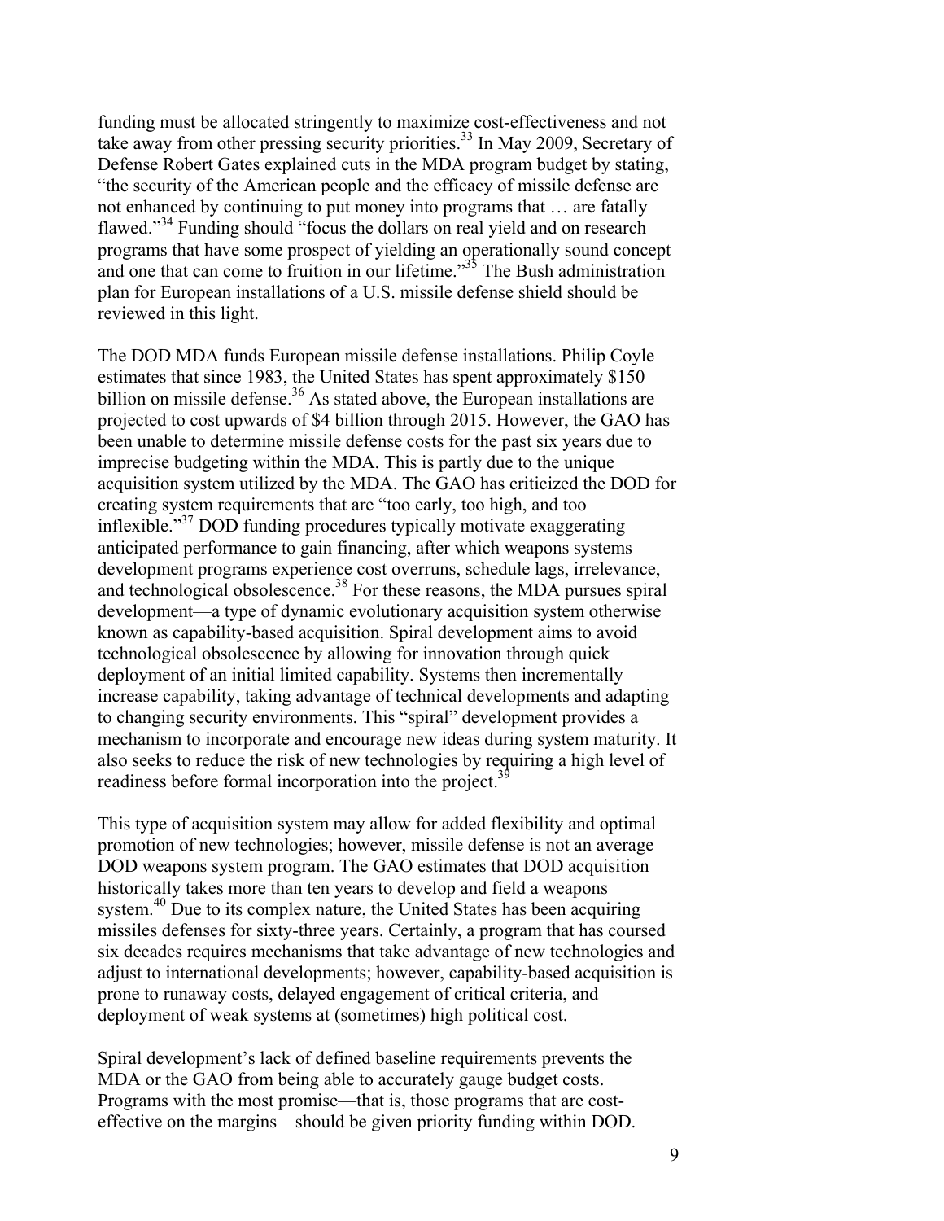funding must be allocated stringently to maximize cost-effectiveness and not take away from other pressing security priorities.[33] In May 2009, Secretary of Defense Robert Gates explained cuts in the MDA program budget by stating, "the security of the American people and the efficacy of missile defense are not enhanced by continuing to put money into programs that … are fatally flawed."[34] Funding should "focus the dollars on real yield and on research programs that have some prospect of yielding an operationally sound concept and one that can come to fruition in our lifetime."[35] The Bush administration plan for European installations of a U.S. missile defense shield should be reviewed in this light.

The DOD MDA funds European missile defense installations. Philip Coyle estimates that since 1983, the United States has spent approximately $150 billion on missile defense.[36] As stated above, the European installations are projected to cost upwards of $4 billion through 2015. However, the GAO has been unable to determine missile defense costs for the past six years due to imprecise budgeting within the MDA. This is partly due to the unique acquisition system utilized by the MDA. The GAO has criticized the DOD for creating system requirements that are "too early, too high, and too inflexible."[37] DOD funding procedures typically motivate exaggerating anticipated performance to gain financing, after which weapons systems development programs experience cost overruns, schedule lags, irrelevance, and technological obsolescence.[38] For these reasons, the MDA pursues spiral development—a type of dynamic evolutionary acquisition system otherwise known as capability-based acquisition. Spiral development aims to avoid technological obsolescence by allowing for innovation through quick deployment of an initial limited capability. Systems then incrementally increase capability, taking advantage of technical developments and adapting to changing security environments. This "spiral" development provides a mechanism to incorporate and encourage new ideas during system maturity. It also seeks to reduce the risk of new technologies by requiring a high level of readiness before formal incorporation into the project.[39]

This type of acquisition system may allow for added flexibility and optimal promotion of new technologies; however, missile defense is not an average DOD weapons system program. The GAO estimates that DOD acquisition historically takes more than ten years to develop and field a weapons system.[40] Due to its complex nature, the United States has been acquiring missiles defenses for sixty-three years. Certainly, a program that has coursed six decades requires mechanisms that take advantage of new technologies and adjust to international developments; however, capability-based acquisition is prone to runaway costs, delayed engagement of critical criteria, and deployment of weak systems at (sometimes) high political cost.

Spiral development's lack of defined baseline requirements prevents the MDA or the GAO from being able to accurately gauge budget costs. Programs with the most promise—that is, those programs that are cost-effective on the margins—should be given priority funding within DOD.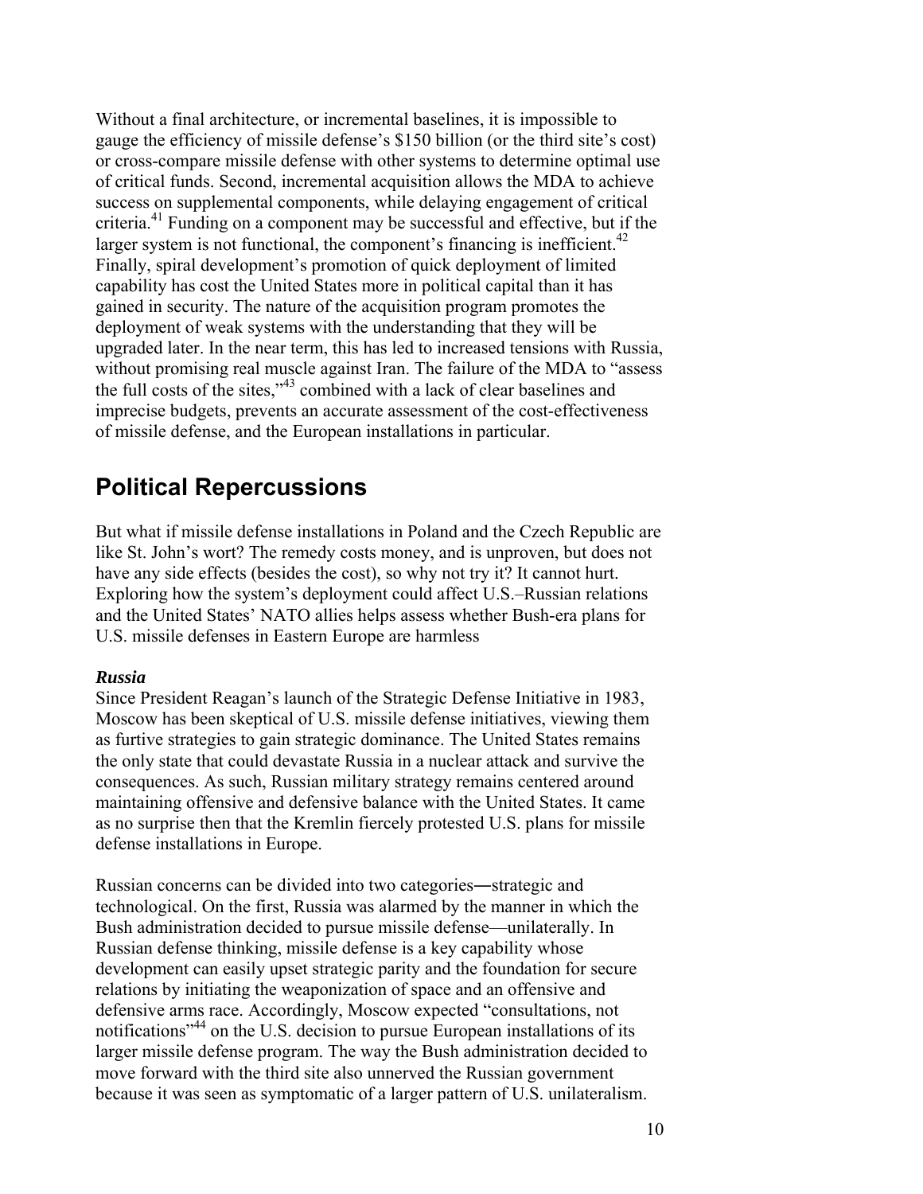Without a final architecture, or incremental baselines, it is impossible to gauge the efficiency of missile defense's $150 billion (or the third site's cost) or cross-compare missile defense with other systems to determine optimal use of critical funds. Second, incremental acquisition allows the MDA to achieve success on supplemental components, while delaying engagement of critical criteria.[41] Funding on a component may be successful and effective, but if the larger system is not functional, the component's financing is inefficient.[42] Finally, spiral development's promotion of quick deployment of limited capability has cost the United States more in political capital than it has gained in security. The nature of the acquisition program promotes the deployment of weak systems with the understanding that they will be upgraded later. In the near term, this has led to increased tensions with Russia, without promising real muscle against Iran. The failure of the MDA to "assess the full costs of the sites,"[43] combined with a lack of clear baselines and imprecise budgets, prevents an accurate assessment of the cost-effectiveness of missile defense, and the European installations in particular.

## Political Repercussions

But what if missile defense installations in Poland and the Czech Republic are like St. John's wort? The remedy costs money, and is unproven, but does not have any side effects (besides the cost), so why not try it? It cannot hurt. Exploring how the system's deployment could affect U.S.–Russian relations and the United States' NATO allies helps assess whether Bush-era plans for U.S. missile defenses in Eastern Europe are harmless

### *Russia*

Since President Reagan's launch of the Strategic Defense Initiative in 1983, Moscow has been skeptical of U.S. missile defense initiatives, viewing them as furtive strategies to gain strategic dominance. The United States remains the only state that could devastate Russia in a nuclear attack and survive the consequences. As such, Russian military strategy remains centered around maintaining offensive and defensive balance with the United States. It came as no surprise then that the Kremlin fiercely protested U.S. plans for missile defense installations in Europe.

Russian concerns can be divided into two categories—strategic and technological. On the first, Russia was alarmed by the manner in which the Bush administration decided to pursue missile defense—unilaterally. In Russian defense thinking, missile defense is a key capability whose development can easily upset strategic parity and the foundation for secure relations by initiating the weaponization of space and an offensive and defensive arms race. Accordingly, Moscow expected "consultations, not notifications"[44] on the U.S. decision to pursue European installations of its larger missile defense program. The way the Bush administration decided to move forward with the third site also unnerved the Russian government because it was seen as symptomatic of a larger pattern of U.S. unilateralism.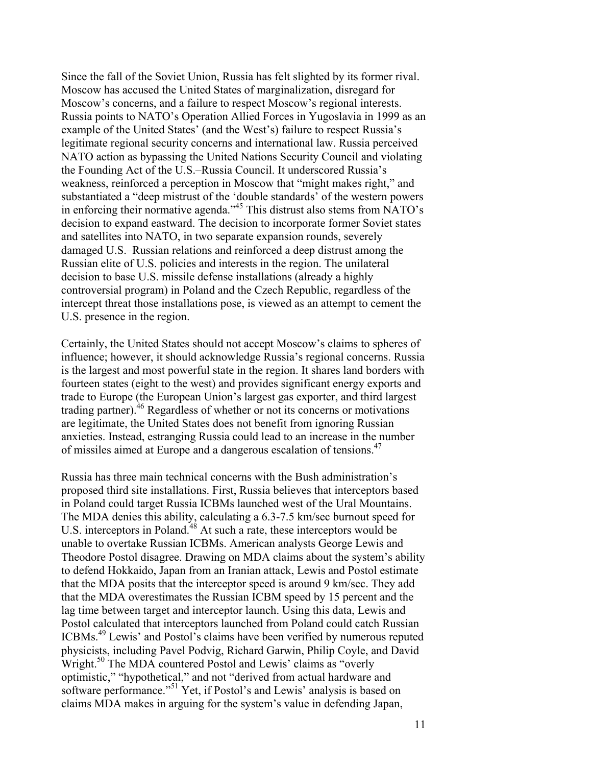Since the fall of the Soviet Union, Russia has felt slighted by its former rival. Moscow has accused the United States of marginalization, disregard for Moscow's concerns, and a failure to respect Moscow's regional interests. Russia points to NATO's Operation Allied Forces in Yugoslavia in 1999 as an example of the United States' (and the West's) failure to respect Russia's legitimate regional security concerns and international law. Russia perceived NATO action as bypassing the United Nations Security Council and violating the Founding Act of the U.S.–Russia Council. It underscored Russia's weakness, reinforced a perception in Moscow that "might makes right," and substantiated a "deep mistrust of the 'double standards' of the western powers in enforcing their normative agenda."[45] This distrust also stems from NATO's decision to expand eastward. The decision to incorporate former Soviet states and satellites into NATO, in two separate expansion rounds, severely damaged U.S.–Russian relations and reinforced a deep distrust among the Russian elite of U.S. policies and interests in the region. The unilateral decision to base U.S. missile defense installations (already a highly controversial program) in Poland and the Czech Republic, regardless of the intercept threat those installations pose, is viewed as an attempt to cement the U.S. presence in the region.

Certainly, the United States should not accept Moscow's claims to spheres of influence; however, it should acknowledge Russia's regional concerns. Russia is the largest and most powerful state in the region. It shares land borders with fourteen states (eight to the west) and provides significant energy exports and trade to Europe (the European Union's largest gas exporter, and third largest trading partner).[46] Regardless of whether or not its concerns or motivations are legitimate, the United States does not benefit from ignoring Russian anxieties. Instead, estranging Russia could lead to an increase in the number of missiles aimed at Europe and a dangerous escalation of tensions.[47]

Russia has three main technical concerns with the Bush administration's proposed third site installations. First, Russia believes that interceptors based in Poland could target Russia ICBMs launched west of the Ural Mountains. The MDA denies this ability, calculating a 6.3-7.5 km/sec burnout speed for U.S. interceptors in Poland.[48] At such a rate, these interceptors would be unable to overtake Russian ICBMs. American analysts George Lewis and Theodore Postol disagree. Drawing on MDA claims about the system's ability to defend Hokkaido, Japan from an Iranian attack, Lewis and Postol estimate that the MDA posits that the interceptor speed is around 9 km/sec. They add that the MDA overestimates the Russian ICBM speed by 15 percent and the lag time between target and interceptor launch. Using this data, Lewis and Postol calculated that interceptors launched from Poland could catch Russian ICBMs.[49] Lewis' and Postol's claims have been verified by numerous reputed physicists, including Pavel Podvig, Richard Garwin, Philip Coyle, and David Wright.[50] The MDA countered Postol and Lewis' claims as "overly optimistic," "hypothetical," and not "derived from actual hardware and software performance."[51] Yet, if Postol's and Lewis' analysis is based on claims MDA makes in arguing for the system's value in defending Japan,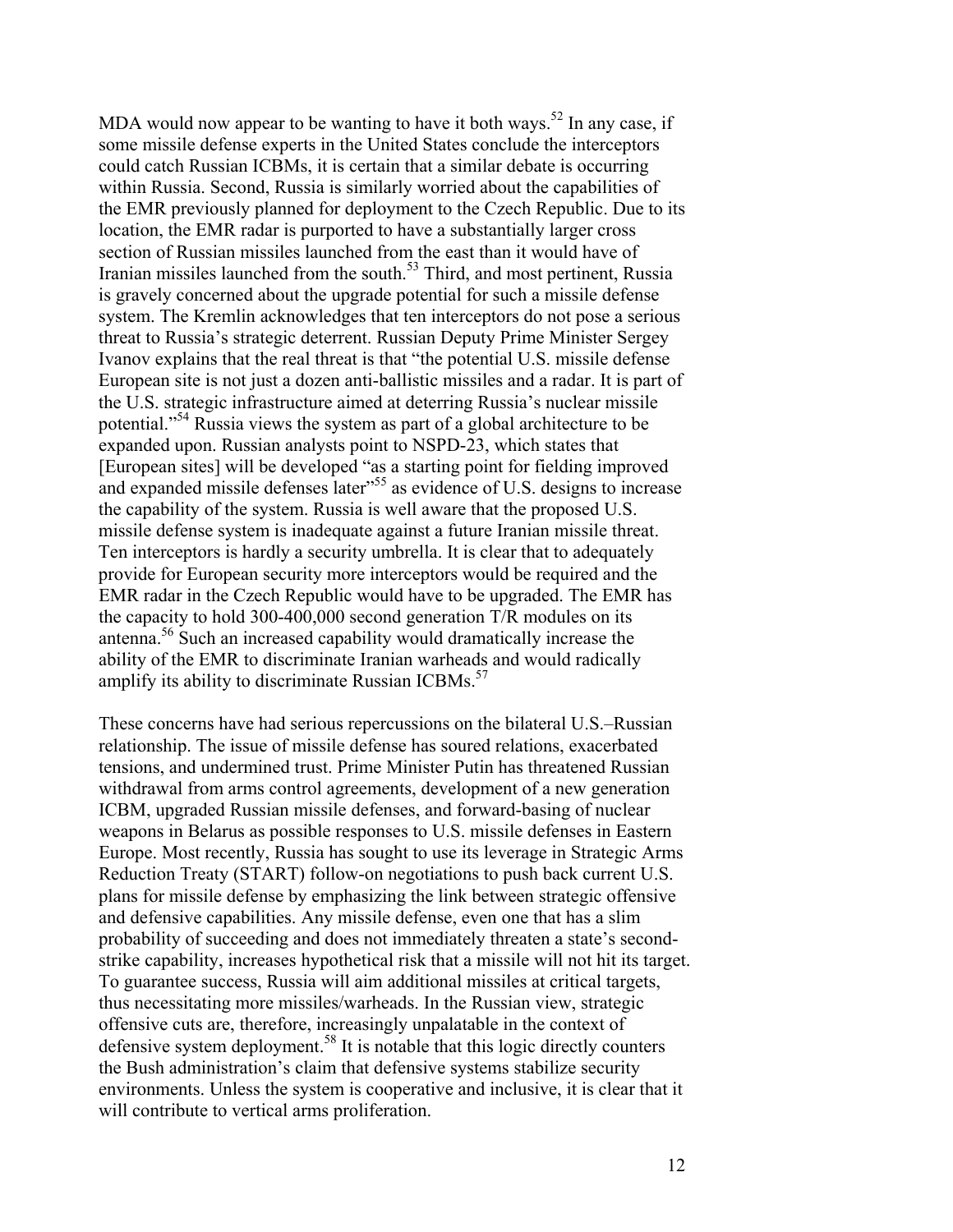MDA would now appear to be wanting to have it both ways.[52] In any case, if some missile defense experts in the United States conclude the interceptors could catch Russian ICBMs, it is certain that a similar debate is occurring within Russia. Second, Russia is similarly worried about the capabilities of the EMR previously planned for deployment to the Czech Republic. Due to its location, the EMR radar is purported to have a substantially larger cross section of Russian missiles launched from the east than it would have of Iranian missiles launched from the south.[53] Third, and most pertinent, Russia is gravely concerned about the upgrade potential for such a missile defense system. The Kremlin acknowledges that ten interceptors do not pose a serious threat to Russia's strategic deterrent. Russian Deputy Prime Minister Sergey Ivanov explains that the real threat is that "the potential U.S. missile defense European site is not just a dozen anti-ballistic missiles and a radar. It is part of the U.S. strategic infrastructure aimed at deterring Russia's nuclear missile potential."[54] Russia views the system as part of a global architecture to be expanded upon. Russian analysts point to NSPD-23, which states that [European sites] will be developed "as a starting point for fielding improved and expanded missile defenses later"[55] as evidence of U.S. designs to increase the capability of the system. Russia is well aware that the proposed U.S. missile defense system is inadequate against a future Iranian missile threat. Ten interceptors is hardly a security umbrella. It is clear that to adequately provide for European security more interceptors would be required and the EMR radar in the Czech Republic would have to be upgraded. The EMR has the capacity to hold 300-400,000 second generation T/R modules on its antenna.[56] Such an increased capability would dramatically increase the ability of the EMR to discriminate Iranian warheads and would radically amplify its ability to discriminate Russian ICBMs.[57]

These concerns have had serious repercussions on the bilateral U.S.–Russian relationship. The issue of missile defense has soured relations, exacerbated tensions, and undermined trust. Prime Minister Putin has threatened Russian withdrawal from arms control agreements, development of a new generation ICBM, upgraded Russian missile defenses, and forward-basing of nuclear weapons in Belarus as possible responses to U.S. missile defenses in Eastern Europe. Most recently, Russia has sought to use its leverage in Strategic Arms Reduction Treaty (START) follow-on negotiations to push back current U.S. plans for missile defense by emphasizing the link between strategic offensive and defensive capabilities. Any missile defense, even one that has a slim probability of succeeding and does not immediately threaten a state's second-strike capability, increases hypothetical risk that a missile will not hit its target. To guarantee success, Russia will aim additional missiles at critical targets, thus necessitating more missiles/warheads. In the Russian view, strategic offensive cuts are, therefore, increasingly unpalatable in the context of defensive system deployment.[58] It is notable that this logic directly counters the Bush administration's claim that defensive systems stabilize security environments. Unless the system is cooperative and inclusive, it is clear that it will contribute to vertical arms proliferation.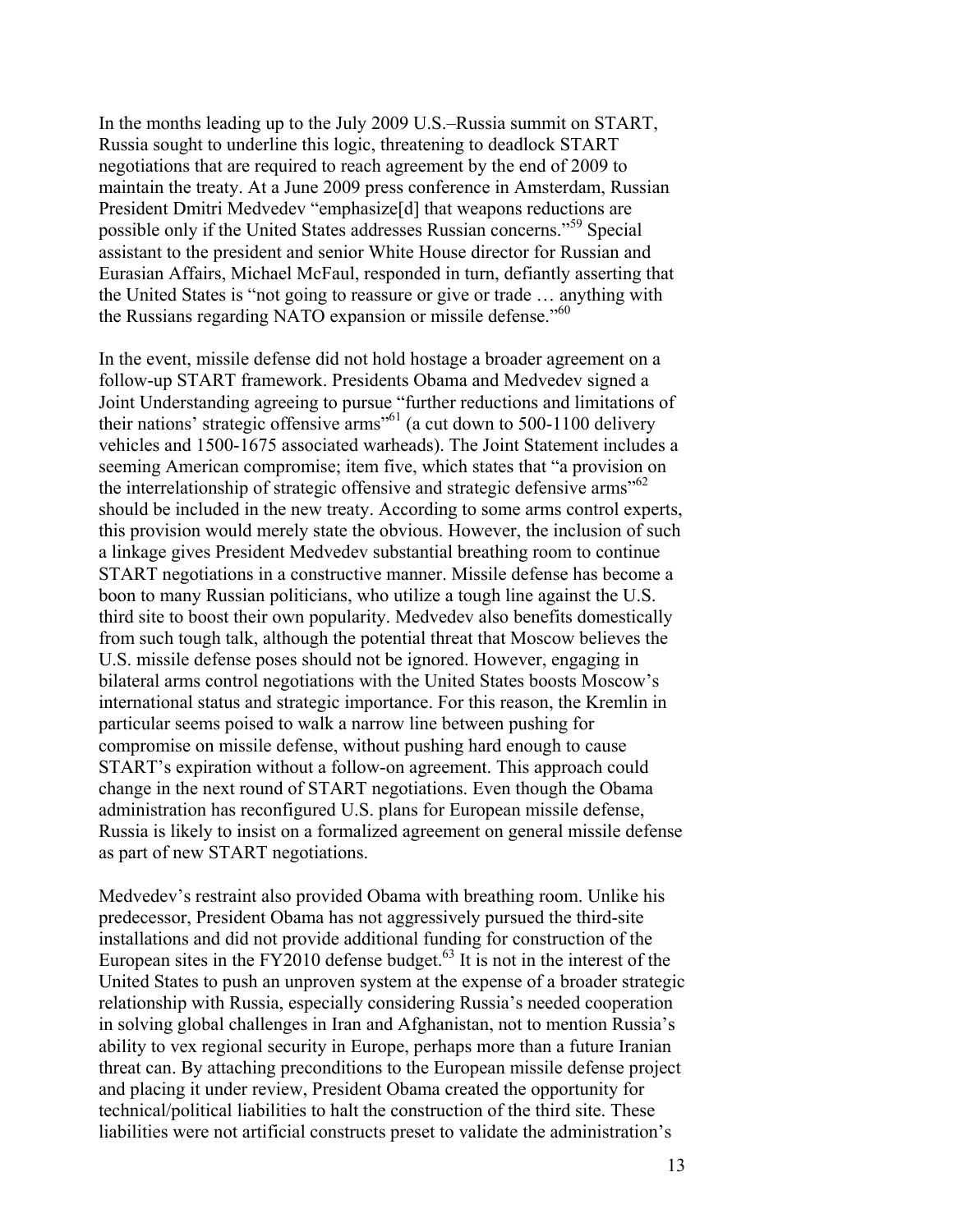In the months leading up to the July 2009 U.S.–Russia summit on START, Russia sought to underline this logic, threatening to deadlock START negotiations that are required to reach agreement by the end of 2009 to maintain the treaty. At a June 2009 press conference in Amsterdam, Russian President Dmitri Medvedev "emphasize[d] that weapons reductions are possible only if the United States addresses Russian concerns."[59] Special assistant to the president and senior White House director for Russian and Eurasian Affairs, Michael McFaul, responded in turn, defiantly asserting that the United States is "not going to reassure or give or trade … anything with the Russians regarding NATO expansion or missile defense."[60]

In the event, missile defense did not hold hostage a broader agreement on a follow-up START framework. Presidents Obama and Medvedev signed a Joint Understanding agreeing to pursue "further reductions and limitations of their nations' strategic offensive arms"[61] (a cut down to 500-1100 delivery vehicles and 1500-1675 associated warheads). The Joint Statement includes a seeming American compromise; item five, which states that "a provision on the interrelationship of strategic offensive and strategic defensive arms"[62] should be included in the new treaty. According to some arms control experts, this provision would merely state the obvious. However, the inclusion of such a linkage gives President Medvedev substantial breathing room to continue START negotiations in a constructive manner. Missile defense has become a boon to many Russian politicians, who utilize a tough line against the U.S. third site to boost their own popularity. Medvedev also benefits domestically from such tough talk, although the potential threat that Moscow believes the U.S. missile defense poses should not be ignored. However, engaging in bilateral arms control negotiations with the United States boosts Moscow's international status and strategic importance. For this reason, the Kremlin in particular seems poised to walk a narrow line between pushing for compromise on missile defense, without pushing hard enough to cause START's expiration without a follow-on agreement. This approach could change in the next round of START negotiations. Even though the Obama administration has reconfigured U.S. plans for European missile defense, Russia is likely to insist on a formalized agreement on general missile defense as part of new START negotiations.

Medvedev's restraint also provided Obama with breathing room. Unlike his predecessor, President Obama has not aggressively pursued the third-site installations and did not provide additional funding for construction of the European sites in the FY2010 defense budget.[63] It is not in the interest of the United States to push an unproven system at the expense of a broader strategic relationship with Russia, especially considering Russia's needed cooperation in solving global challenges in Iran and Afghanistan, not to mention Russia's ability to vex regional security in Europe, perhaps more than a future Iranian threat can. By attaching preconditions to the European missile defense project and placing it under review, President Obama created the opportunity for technical/political liabilities to halt the construction of the third site. These liabilities were not artificial constructs preset to validate the administration's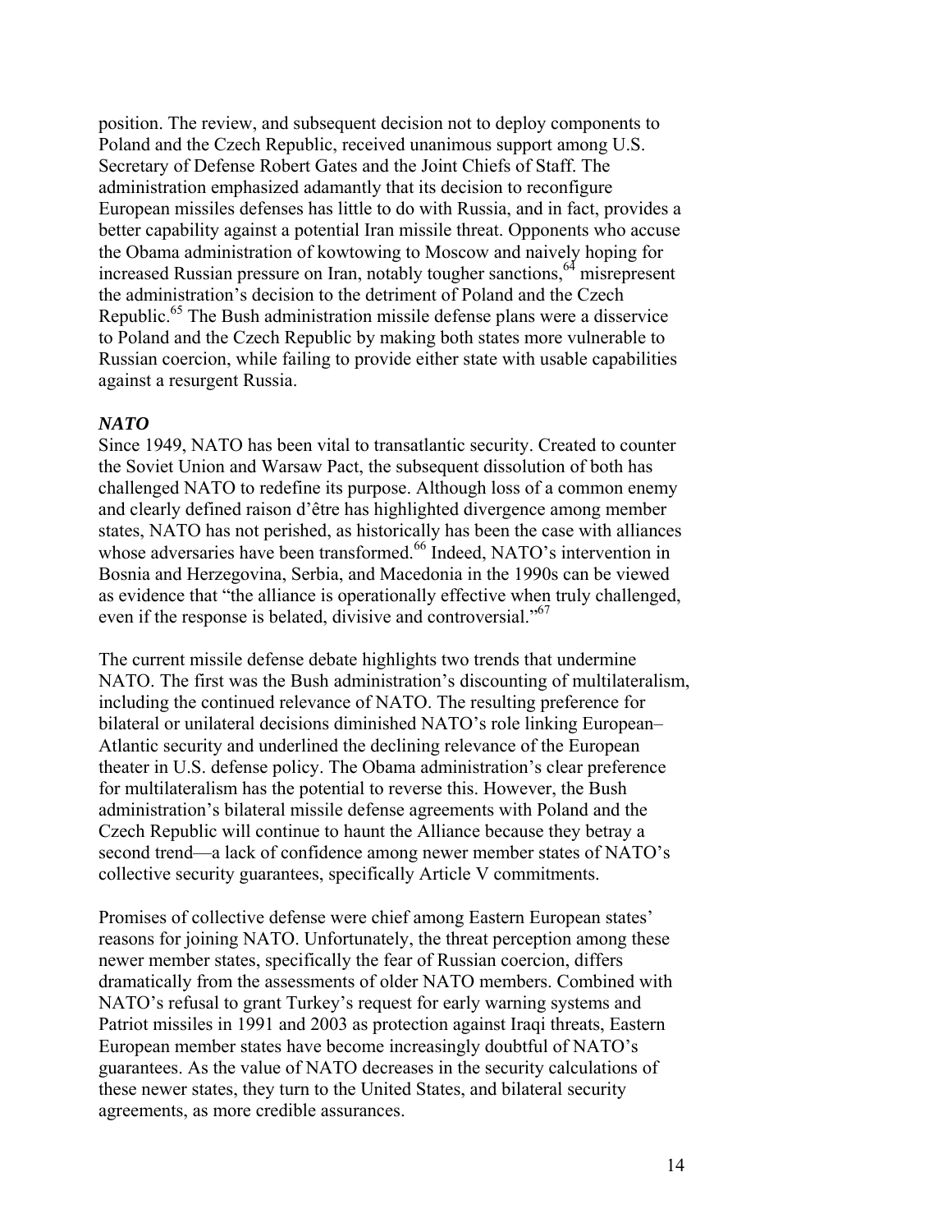position. The review, and subsequent decision not to deploy components to Poland and the Czech Republic, received unanimous support among U.S. Secretary of Defense Robert Gates and the Joint Chiefs of Staff. The administration emphasized adamantly that its decision to reconfigure European missiles defenses has little to do with Russia, and in fact, provides a better capability against a potential Iran missile threat. Opponents who accuse the Obama administration of kowtowing to Moscow and naively hoping for increased Russian pressure on Iran, notably tougher sanctions,[64] misrepresent the administration's decision to the detriment of Poland and the Czech Republic.[65] The Bush administration missile defense plans were a disservice to Poland and the Czech Republic by making both states more vulnerable to Russian coercion, while failing to provide either state with usable capabilities against a resurgent Russia.

***NATO***

Since 1949, NATO has been vital to transatlantic security. Created to counter the Soviet Union and Warsaw Pact, the subsequent dissolution of both has challenged NATO to redefine its purpose. Although loss of a common enemy and clearly defined raison d'être has highlighted divergence among member states, NATO has not perished, as historically has been the case with alliances whose adversaries have been transformed.[66] Indeed, NATO's intervention in Bosnia and Herzegovina, Serbia, and Macedonia in the 1990s can be viewed as evidence that "the alliance is operationally effective when truly challenged, even if the response is belated, divisive and controversial."[67]

The current missile defense debate highlights two trends that undermine NATO. The first was the Bush administration's discounting of multilateralism, including the continued relevance of NATO. The resulting preference for bilateral or unilateral decisions diminished NATO's role linking European–Atlantic security and underlined the declining relevance of the European theater in U.S. defense policy. The Obama administration's clear preference for multilateralism has the potential to reverse this. However, the Bush administration's bilateral missile defense agreements with Poland and the Czech Republic will continue to haunt the Alliance because they betray a second trend—a lack of confidence among newer member states of NATO's collective security guarantees, specifically Article V commitments.

Promises of collective defense were chief among Eastern European states' reasons for joining NATO. Unfortunately, the threat perception among these newer member states, specifically the fear of Russian coercion, differs dramatically from the assessments of older NATO members. Combined with NATO's refusal to grant Turkey's request for early warning systems and Patriot missiles in 1991 and 2003 as protection against Iraqi threats, Eastern European member states have become increasingly doubtful of NATO's guarantees. As the value of NATO decreases in the security calculations of these newer states, they turn to the United States, and bilateral security agreements, as more credible assurances.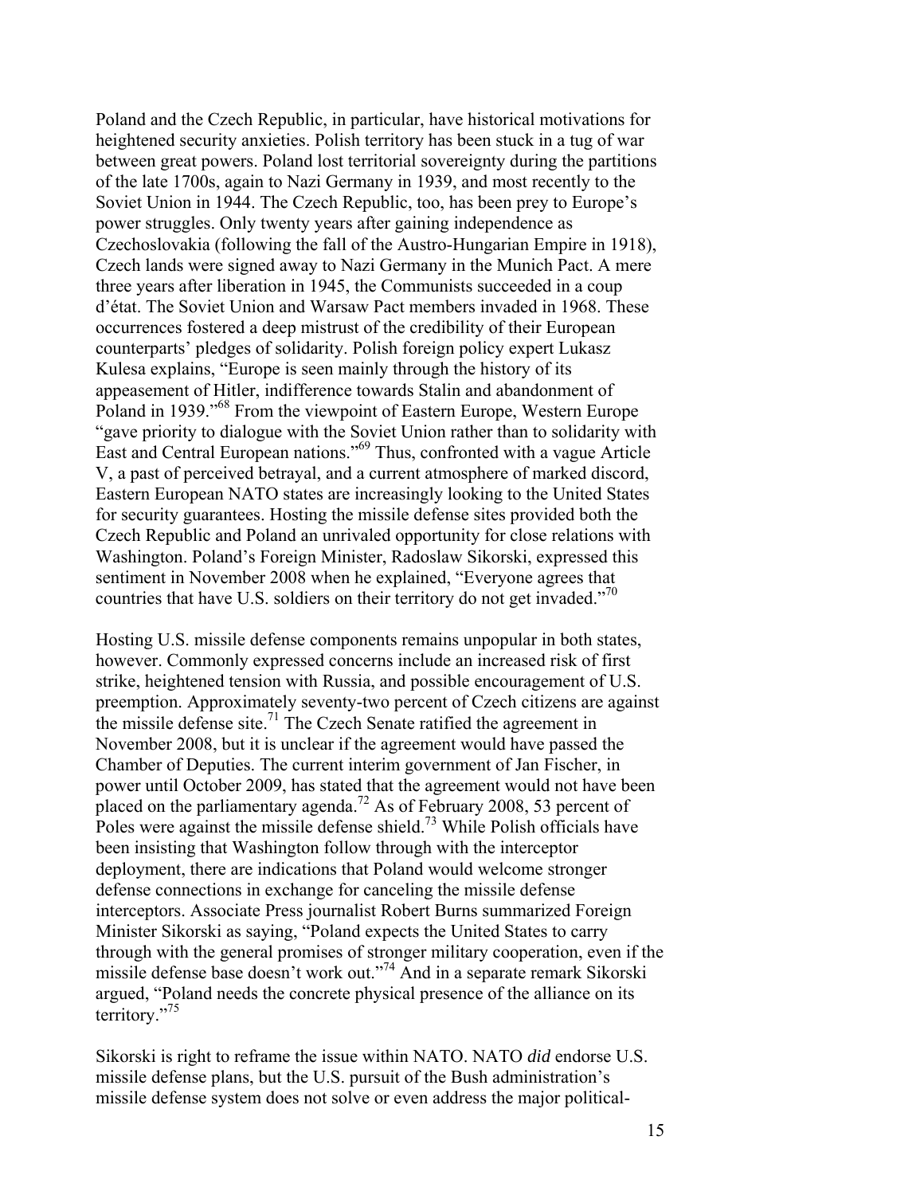Poland and the Czech Republic, in particular, have historical motivations for heightened security anxieties. Polish territory has been stuck in a tug of war between great powers. Poland lost territorial sovereignty during the partitions of the late 1700s, again to Nazi Germany in 1939, and most recently to the Soviet Union in 1944. The Czech Republic, too, has been prey to Europe's power struggles. Only twenty years after gaining independence as Czechoslovakia (following the fall of the Austro-Hungarian Empire in 1918), Czech lands were signed away to Nazi Germany in the Munich Pact. A mere three years after liberation in 1945, the Communists succeeded in a coup d'état. The Soviet Union and Warsaw Pact members invaded in 1968. These occurrences fostered a deep mistrust of the credibility of their European counterparts' pledges of solidarity. Polish foreign policy expert Lukasz Kulesa explains, "Europe is seen mainly through the history of its appeasement of Hitler, indifference towards Stalin and abandonment of Poland in 1939."[68] From the viewpoint of Eastern Europe, Western Europe "gave priority to dialogue with the Soviet Union rather than to solidarity with East and Central European nations."[69] Thus, confronted with a vague Article V, a past of perceived betrayal, and a current atmosphere of marked discord, Eastern European NATO states are increasingly looking to the United States for security guarantees. Hosting the missile defense sites provided both the Czech Republic and Poland an unrivaled opportunity for close relations with Washington. Poland's Foreign Minister, Radoslaw Sikorski, expressed this sentiment in November 2008 when he explained, "Everyone agrees that countries that have U.S. soldiers on their territory do not get invaded."[70]

Hosting U.S. missile defense components remains unpopular in both states, however. Commonly expressed concerns include an increased risk of first strike, heightened tension with Russia, and possible encouragement of U.S. preemption. Approximately seventy-two percent of Czech citizens are against the missile defense site.[71] The Czech Senate ratified the agreement in November 2008, but it is unclear if the agreement would have passed the Chamber of Deputies. The current interim government of Jan Fischer, in power until October 2009, has stated that the agreement would not have been placed on the parliamentary agenda.[72] As of February 2008, 53 percent of Poles were against the missile defense shield.[73] While Polish officials have been insisting that Washington follow through with the interceptor deployment, there are indications that Poland would welcome stronger defense connections in exchange for canceling the missile defense interceptors. Associate Press journalist Robert Burns summarized Foreign Minister Sikorski as saying, "Poland expects the United States to carry through with the general promises of stronger military cooperation, even if the missile defense base doesn't work out."[74] And in a separate remark Sikorski argued, "Poland needs the concrete physical presence of the alliance on its territory."[75]

Sikorski is right to reframe the issue within NATO. NATO *did* endorse U.S. missile defense plans, but the U.S. pursuit of the Bush administration's missile defense system does not solve or even address the major political-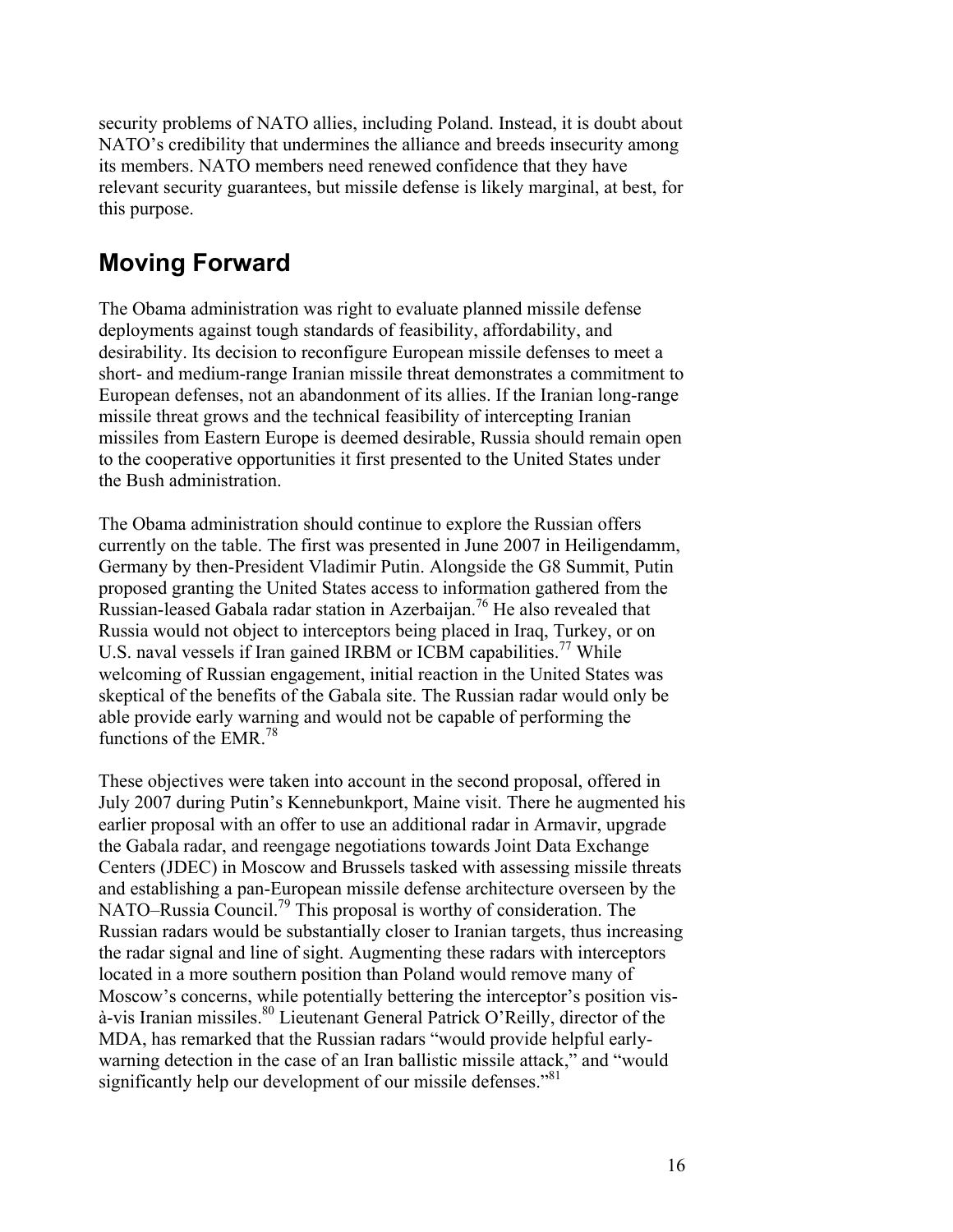security problems of NATO allies, including Poland. Instead, it is doubt about NATO's credibility that undermines the alliance and breeds insecurity among its members. NATO members need renewed confidence that they have relevant security guarantees, but missile defense is likely marginal, at best, for this purpose.

## Moving Forward

The Obama administration was right to evaluate planned missile defense deployments against tough standards of feasibility, affordability, and desirability. Its decision to reconfigure European missile defenses to meet a short- and medium-range Iranian missile threat demonstrates a commitment to European defenses, not an abandonment of its allies. If the Iranian long-range missile threat grows and the technical feasibility of intercepting Iranian missiles from Eastern Europe is deemed desirable, Russia should remain open to the cooperative opportunities it first presented to the United States under the Bush administration.

The Obama administration should continue to explore the Russian offers currently on the table. The first was presented in June 2007 in Heiligendamm, Germany by then-President Vladimir Putin. Alongside the G8 Summit, Putin proposed granting the United States access to information gathered from the Russian-leased Gabala radar station in Azerbaijan.[76] He also revealed that Russia would not object to interceptors being placed in Iraq, Turkey, or on U.S. naval vessels if Iran gained IRBM or ICBM capabilities.[77] While welcoming of Russian engagement, initial reaction in the United States was skeptical of the benefits of the Gabala site. The Russian radar would only be able provide early warning and would not be capable of performing the functions of the EMR.[78]

These objectives were taken into account in the second proposal, offered in July 2007 during Putin's Kennebunkport, Maine visit. There he augmented his earlier proposal with an offer to use an additional radar in Armavir, upgrade the Gabala radar, and reengage negotiations towards Joint Data Exchange Centers (JDEC) in Moscow and Brussels tasked with assessing missile threats and establishing a pan-European missile defense architecture overseen by the NATO–Russia Council.[79] This proposal is worthy of consideration. The Russian radars would be substantially closer to Iranian targets, thus increasing the radar signal and line of sight. Augmenting these radars with interceptors located in a more southern position than Poland would remove many of Moscow's concerns, while potentially bettering the interceptor's position vis-à-vis Iranian missiles.[80] Lieutenant General Patrick O'Reilly, director of the MDA, has remarked that the Russian radars "would provide helpful early-warning detection in the case of an Iran ballistic missile attack," and "would significantly help our development of our missile defenses."[81]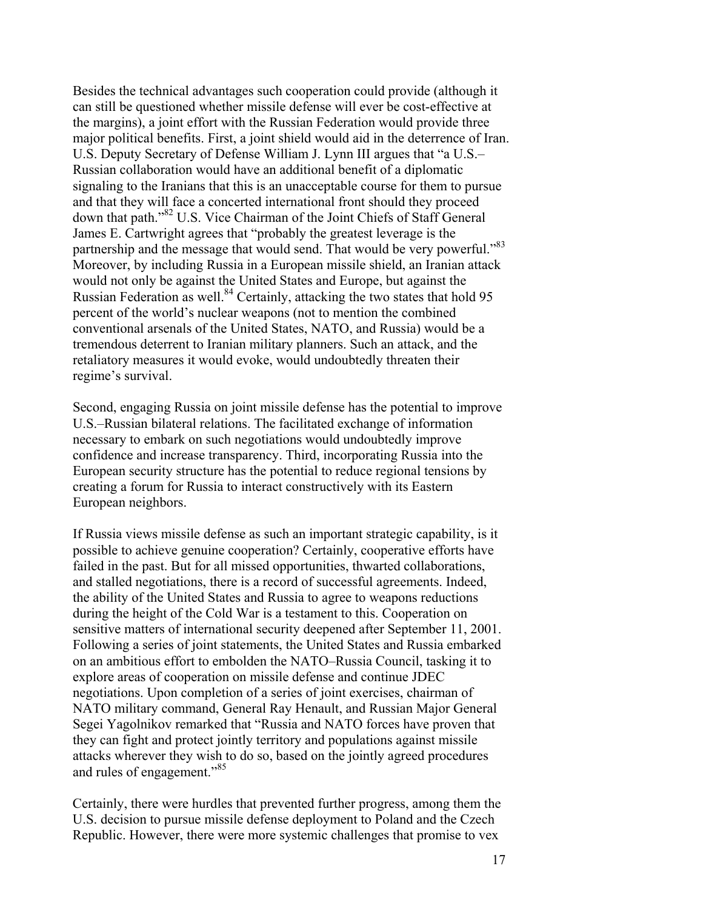Besides the technical advantages such cooperation could provide (although it can still be questioned whether missile defense will ever be cost-effective at the margins), a joint effort with the Russian Federation would provide three major political benefits. First, a joint shield would aid in the deterrence of Iran. U.S. Deputy Secretary of Defense William J. Lynn III argues that "a U.S.–Russian collaboration would have an additional benefit of a diplomatic signaling to the Iranians that this is an unacceptable course for them to pursue and that they will face a concerted international front should they proceed down that path."[82] U.S. Vice Chairman of the Joint Chiefs of Staff General James E. Cartwright agrees that "probably the greatest leverage is the partnership and the message that would send. That would be very powerful."[83] Moreover, by including Russia in a European missile shield, an Iranian attack would not only be against the United States and Europe, but against the Russian Federation as well.[84] Certainly, attacking the two states that hold 95 percent of the world's nuclear weapons (not to mention the combined conventional arsenals of the United States, NATO, and Russia) would be a tremendous deterrent to Iranian military planners. Such an attack, and the retaliatory measures it would evoke, would undoubtedly threaten their regime's survival.

Second, engaging Russia on joint missile defense has the potential to improve U.S.–Russian bilateral relations. The facilitated exchange of information necessary to embark on such negotiations would undoubtedly improve confidence and increase transparency. Third, incorporating Russia into the European security structure has the potential to reduce regional tensions by creating a forum for Russia to interact constructively with its Eastern European neighbors.

If Russia views missile defense as such an important strategic capability, is it possible to achieve genuine cooperation? Certainly, cooperative efforts have failed in the past. But for all missed opportunities, thwarted collaborations, and stalled negotiations, there is a record of successful agreements. Indeed, the ability of the United States and Russia to agree to weapons reductions during the height of the Cold War is a testament to this. Cooperation on sensitive matters of international security deepened after September 11, 2001. Following a series of joint statements, the United States and Russia embarked on an ambitious effort to embolden the NATO–Russia Council, tasking it to explore areas of cooperation on missile defense and continue JDEC negotiations. Upon completion of a series of joint exercises, chairman of NATO military command, General Ray Henault, and Russian Major General Segei Yagolnikov remarked that "Russia and NATO forces have proven that they can fight and protect jointly territory and populations against missile attacks wherever they wish to do so, based on the jointly agreed procedures and rules of engagement."[85]

Certainly, there were hurdles that prevented further progress, among them the U.S. decision to pursue missile defense deployment to Poland and the Czech Republic. However, there were more systemic challenges that promise to vex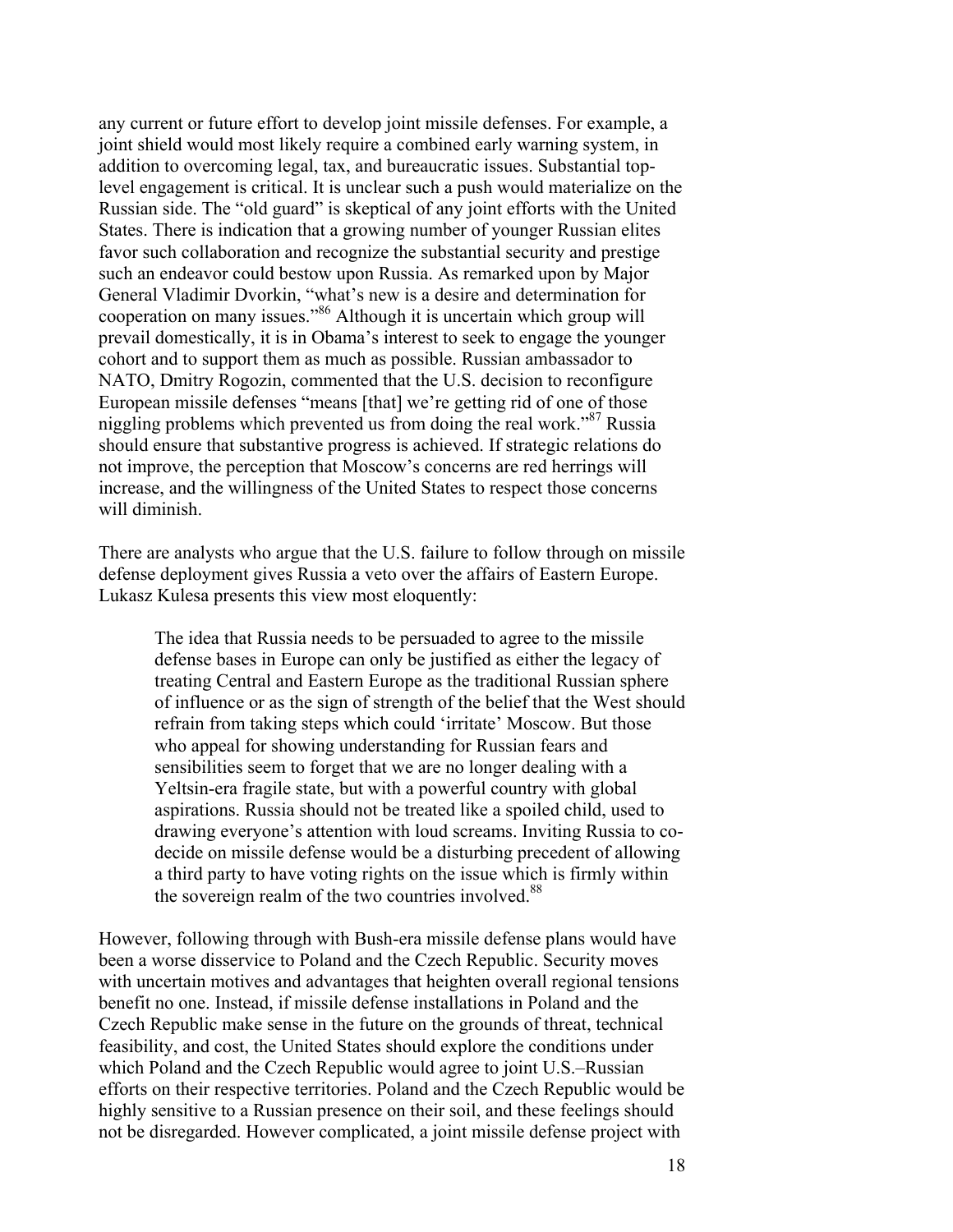any current or future effort to develop joint missile defenses. For example, a joint shield would most likely require a combined early warning system, in addition to overcoming legal, tax, and bureaucratic issues. Substantial top-level engagement is critical. It is unclear such a push would materialize on the Russian side. The "old guard" is skeptical of any joint efforts with the United States. There is indication that a growing number of younger Russian elites favor such collaboration and recognize the substantial security and prestige such an endeavor could bestow upon Russia. As remarked upon by Major General Vladimir Dvorkin, "what's new is a desire and determination for cooperation on many issues."[86] Although it is uncertain which group will prevail domestically, it is in Obama's interest to seek to engage the younger cohort and to support them as much as possible. Russian ambassador to NATO, Dmitry Rogozin, commented that the U.S. decision to reconfigure European missile defenses "means [that] we're getting rid of one of those niggling problems which prevented us from doing the real work."[87] Russia should ensure that substantive progress is achieved. If strategic relations do not improve, the perception that Moscow's concerns are red herrings will increase, and the willingness of the United States to respect those concerns will diminish.

There are analysts who argue that the U.S. failure to follow through on missile defense deployment gives Russia a veto over the affairs of Eastern Europe. Lukasz Kulesa presents this view most eloquently:

> The idea that Russia needs to be persuaded to agree to the missile defense bases in Europe can only be justified as either the legacy of treating Central and Eastern Europe as the traditional Russian sphere of influence or as the sign of strength of the belief that the West should refrain from taking steps which could 'irritate' Moscow. But those who appeal for showing understanding for Russian fears and sensibilities seem to forget that we are no longer dealing with a Yeltsin-era fragile state, but with a powerful country with global aspirations. Russia should not be treated like a spoiled child, used to drawing everyone's attention with loud screams. Inviting Russia to co-decide on missile defense would be a disturbing precedent of allowing a third party to have voting rights on the issue which is firmly within the sovereign realm of the two countries involved.[88]

However, following through with Bush-era missile defense plans would have been a worse disservice to Poland and the Czech Republic. Security moves with uncertain motives and advantages that heighten overall regional tensions benefit no one. Instead, if missile defense installations in Poland and the Czech Republic make sense in the future on the grounds of threat, technical feasibility, and cost, the United States should explore the conditions under which Poland and the Czech Republic would agree to joint U.S.–Russian efforts on their respective territories. Poland and the Czech Republic would be highly sensitive to a Russian presence on their soil, and these feelings should not be disregarded. However complicated, a joint missile defense project with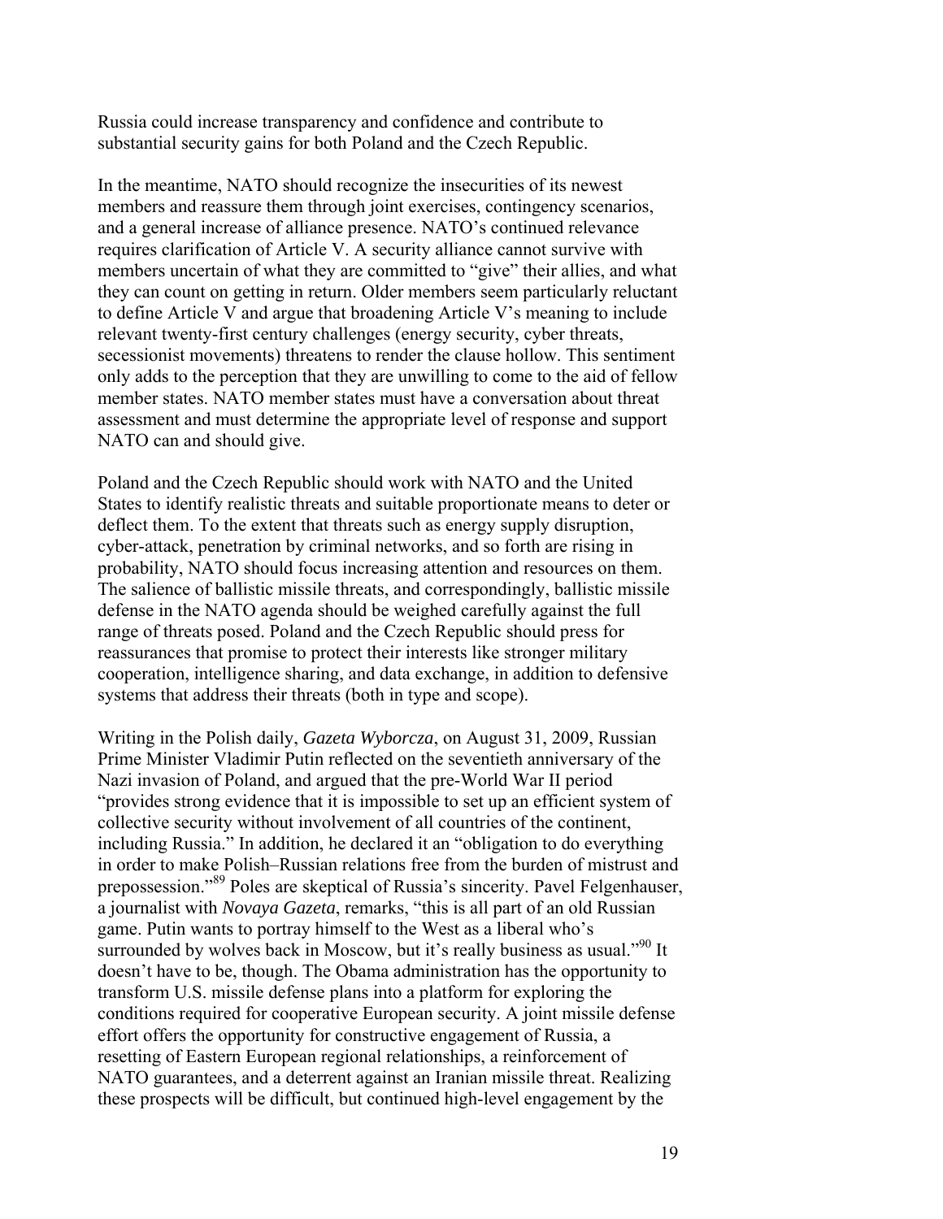Russia could increase transparency and confidence and contribute to substantial security gains for both Poland and the Czech Republic.

In the meantime, NATO should recognize the insecurities of its newest members and reassure them through joint exercises, contingency scenarios, and a general increase of alliance presence. NATO's continued relevance requires clarification of Article V. A security alliance cannot survive with members uncertain of what they are committed to "give" their allies, and what they can count on getting in return. Older members seem particularly reluctant to define Article V and argue that broadening Article V's meaning to include relevant twenty-first century challenges (energy security, cyber threats, secessionist movements) threatens to render the clause hollow. This sentiment only adds to the perception that they are unwilling to come to the aid of fellow member states. NATO member states must have a conversation about threat assessment and must determine the appropriate level of response and support NATO can and should give.

Poland and the Czech Republic should work with NATO and the United States to identify realistic threats and suitable proportionate means to deter or deflect them. To the extent that threats such as energy supply disruption, cyber-attack, penetration by criminal networks, and so forth are rising in probability, NATO should focus increasing attention and resources on them. The salience of ballistic missile threats, and correspondingly, ballistic missile defense in the NATO agenda should be weighed carefully against the full range of threats posed. Poland and the Czech Republic should press for reassurances that promise to protect their interests like stronger military cooperation, intelligence sharing, and data exchange, in addition to defensive systems that address their threats (both in type and scope).

Writing in the Polish daily, *Gazeta Wyborcza*, on August 31, 2009, Russian Prime Minister Vladimir Putin reflected on the seventieth anniversary of the Nazi invasion of Poland, and argued that the pre-World War II period "provides strong evidence that it is impossible to set up an efficient system of collective security without involvement of all countries of the continent, including Russia." In addition, he declared it an "obligation to do everything in order to make Polish–Russian relations free from the burden of mistrust and prepossession."[89] Poles are skeptical of Russia's sincerity. Pavel Felgenhauser, a journalist with *Novaya Gazeta*, remarks, "this is all part of an old Russian game. Putin wants to portray himself to the West as a liberal who's surrounded by wolves back in Moscow, but it's really business as usual."[90] It doesn't have to be, though. The Obama administration has the opportunity to transform U.S. missile defense plans into a platform for exploring the conditions required for cooperative European security. A joint missile defense effort offers the opportunity for constructive engagement of Russia, a resetting of Eastern European regional relationships, a reinforcement of NATO guarantees, and a deterrent against an Iranian missile threat. Realizing these prospects will be difficult, but continued high-level engagement by the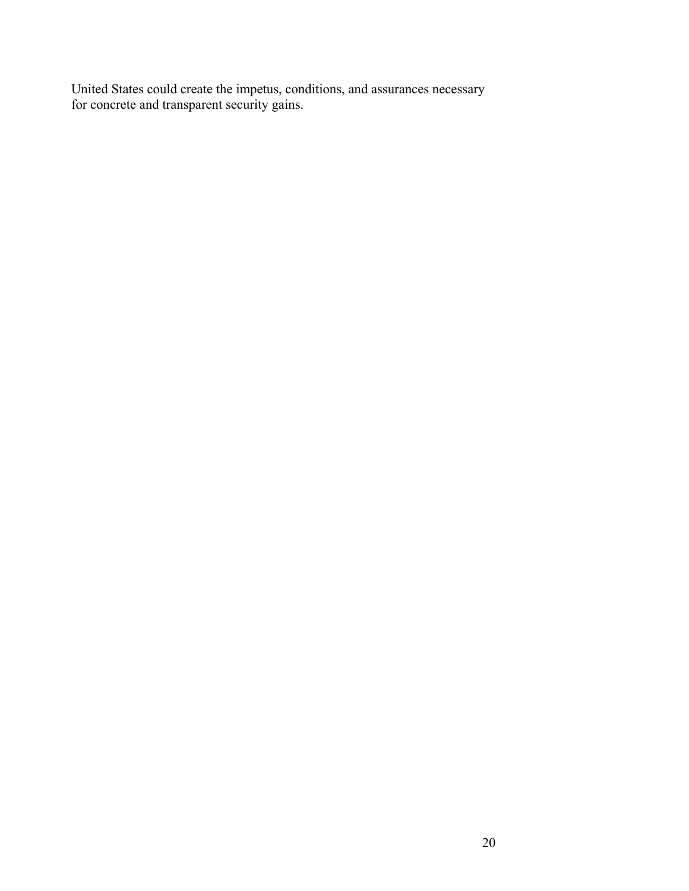United States could create the impetus, conditions, and assurances necessary for concrete and transparent security gains.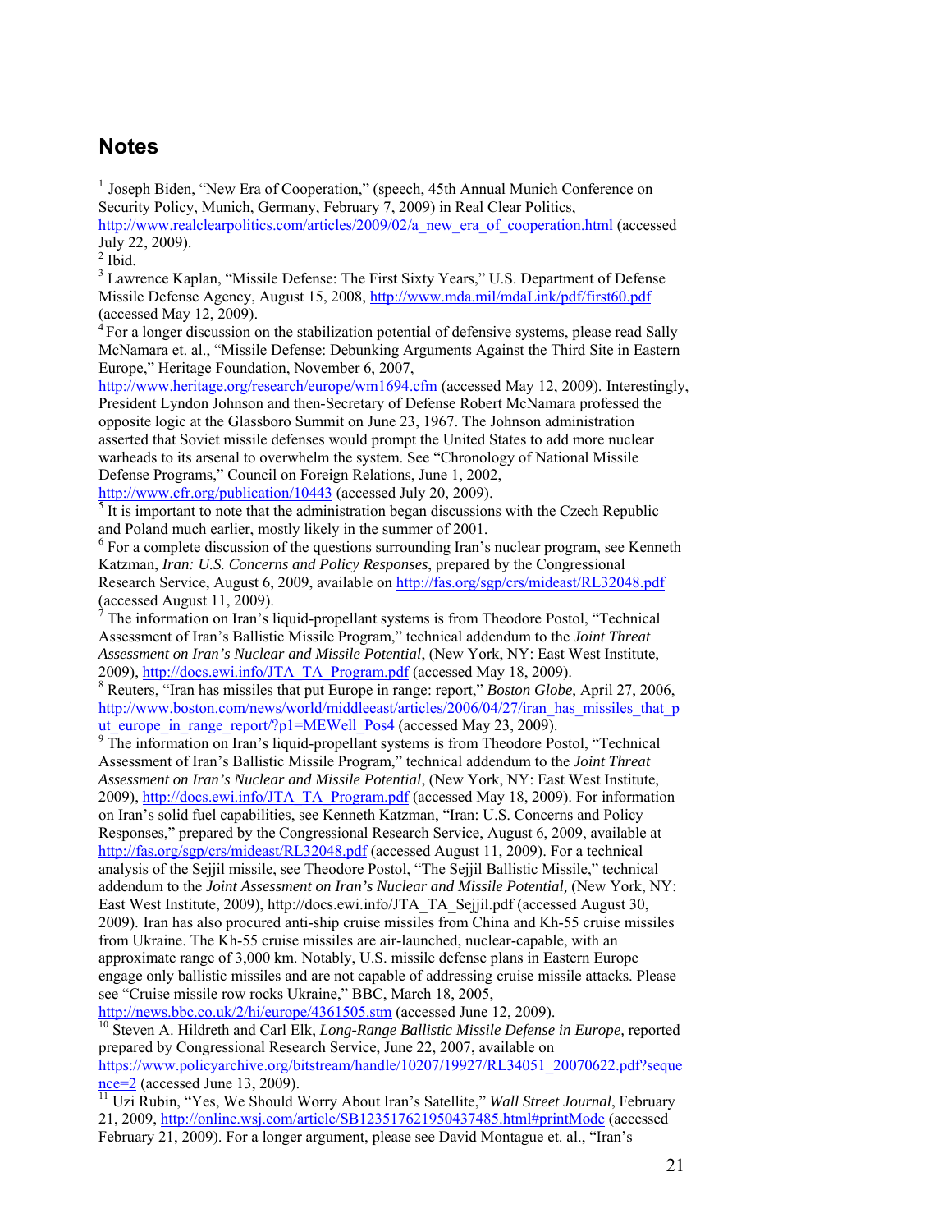# Notes

[1] Joseph Biden, "New Era of Cooperation," (speech, 45th Annual Munich Conference on Security Policy, Munich, Germany, February 7, 2009) in Real Clear Politics, http://www.realclearpolitics.com/articles/2009/02/a_new_era_of_cooperation.html (accessed July 22, 2009).

[2] Ibid.

[3] Lawrence Kaplan, "Missile Defense: The First Sixty Years," U.S. Department of Defense Missile Defense Agency, August 15, 2008, http://www.mda.mil/mdaLink/pdf/first60.pdf (accessed May 12, 2009).

[4] For a longer discussion on the stabilization potential of defensive systems, please read Sally McNamara et. al., "Missile Defense: Debunking Arguments Against the Third Site in Eastern Europe," Heritage Foundation, November 6, 2007, http://www.heritage.org/research/europe/wm1694.cfm (accessed May 12, 2009). Interestingly, President Lyndon Johnson and then-Secretary of Defense Robert McNamara professed the opposite logic at the Glassboro Summit on June 23, 1967. The Johnson administration asserted that Soviet missile defenses would prompt the United States to add more nuclear warheads to its arsenal to overwhelm the system. See "Chronology of National Missile Defense Programs," Council on Foreign Relations, June 1, 2002, http://www.cfr.org/publication/10443 (accessed July 20, 2009).

[5] It is important to note that the administration began discussions with the Czech Republic and Poland much earlier, mostly likely in the summer of 2001.

[6] For a complete discussion of the questions surrounding Iran's nuclear program, see Kenneth Katzman, *Iran: U.S. Concerns and Policy Responses*, prepared by the Congressional Research Service, August 6, 2009, available on http://fas.org/sgp/crs/mideast/RL32048.pdf (accessed August 11, 2009).

[7] The information on Iran's liquid-propellant systems is from Theodore Postol, "Technical Assessment of Iran's Ballistic Missile Program," technical addendum to the *Joint Threat Assessment on Iran's Nuclear and Missile Potential*, (New York, NY: East West Institute, 2009), http://docs.ewi.info/JTA_TA_Program.pdf (accessed May 18, 2009).

[8] Reuters, "Iran has missiles that put Europe in range: report," *Boston Globe*, April 27, 2006, http://www.boston.com/news/world/middleeast/articles/2006/04/27/iran_has_missiles_that_put_europe_in_range_report/?p1=MEWell_Pos4 (accessed May 23, 2009).

[9] The information on Iran's liquid-propellant systems is from Theodore Postol, "Technical Assessment of Iran's Ballistic Missile Program," technical addendum to the *Joint Threat Assessment on Iran's Nuclear and Missile Potential*, (New York, NY: East West Institute, 2009), http://docs.ewi.info/JTA_TA_Program.pdf (accessed May 18, 2009). For information on Iran's solid fuel capabilities, see Kenneth Katzman, "Iran: U.S. Concerns and Policy Responses," prepared by the Congressional Research Service, August 6, 2009, available at http://fas.org/sgp/crs/mideast/RL32048.pdf (accessed August 11, 2009). For a technical analysis of the Sejjil missile, see Theodore Postol, "The Sejjil Ballistic Missile," technical addendum to the *Joint Assessment on Iran's Nuclear and Missile Potential,* (New York, NY: East West Institute, 2009), http://docs.ewi.info/JTA_TA_Sejjil.pdf (accessed August 30, 2009). Iran has also procured anti-ship cruise missiles from China and Kh-55 cruise missiles from Ukraine. The Kh-55 cruise missiles are air-launched, nuclear-capable, with an approximate range of 3,000 km. Notably, U.S. missile defense plans in Eastern Europe engage only ballistic missiles and are not capable of addressing cruise missile attacks. Please see "Cruise missile row rocks Ukraine," BBC, March 18, 2005, http://news.bbc.co.uk/2/hi/europe/4361505.stm (accessed June 12, 2009).

[10] Steven A. Hildreth and Carl Elk, *Long-Range Ballistic Missile Defense in Europe,* reported prepared by Congressional Research Service, June 22, 2007, available on https://www.policyarchive.org/bitstream/handle/10207/19927/RL34051_20070622.pdf?sequence=2 (accessed June 13, 2009).

[11] Uzi Rubin, "Yes, We Should Worry About Iran's Satellite," *Wall Street Journal*, February 21, 2009, http://online.wsj.com/article/SB123517621950437485.html#printMode (accessed February 21, 2009). For a longer argument, please see David Montague et. al., "Iran's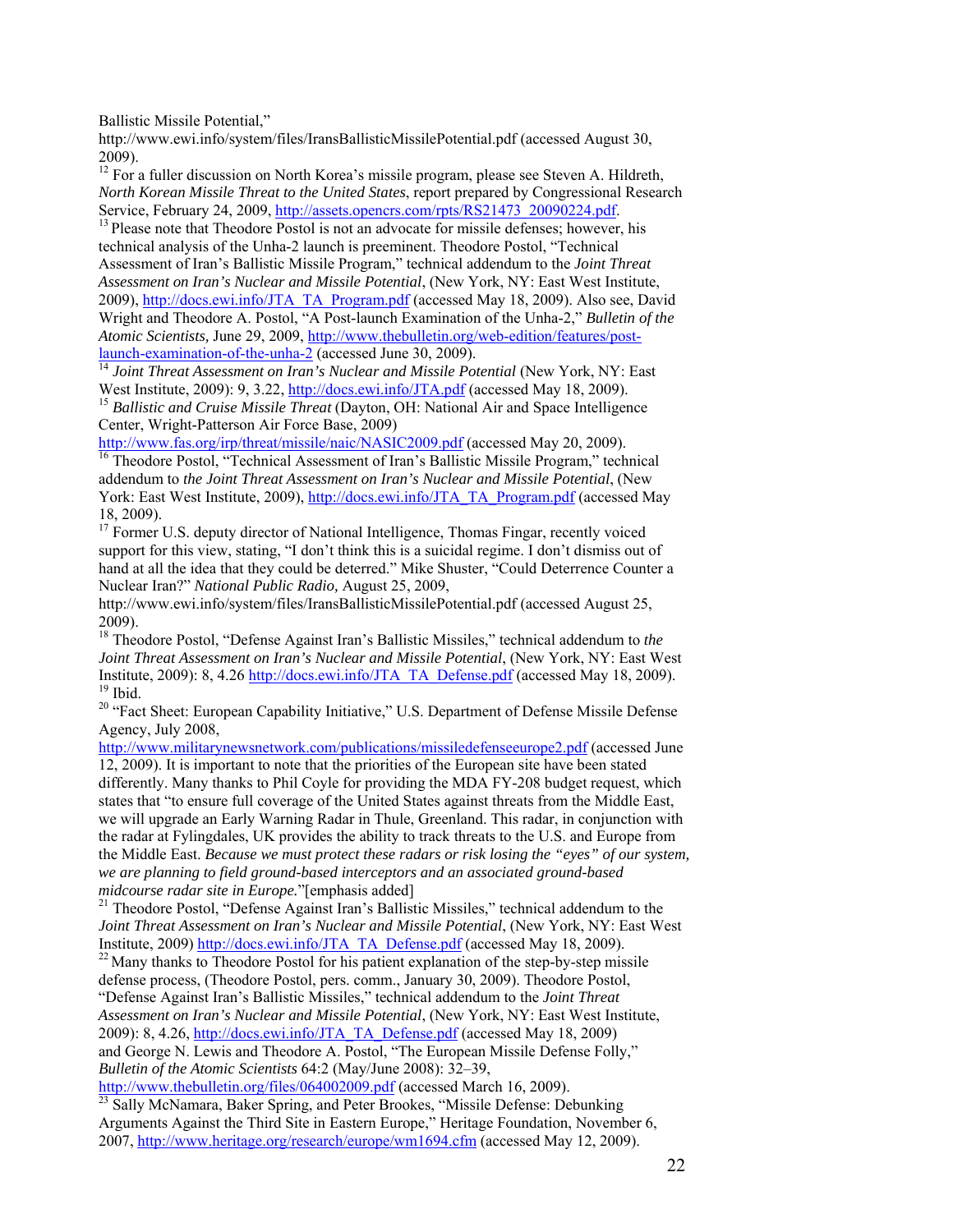Ballistic Missile Potential," http://www.ewi.info/system/files/IransBallisticMissilePotential.pdf (accessed August 30, 2009).

[12] For a fuller discussion on North Korea's missile program, please see Steven A. Hildreth, *North Korean Missile Threat to the United States*, report prepared by Congressional Research Service, February 24, 2009, http://assets.opencrs.com/rpts/RS21473_20090224.pdf.

[13] Please note that Theodore Postol is not an advocate for missile defenses; however, his technical analysis of the Unha-2 launch is preeminent. Theodore Postol, "Technical Assessment of Iran's Ballistic Missile Program," technical addendum to the *Joint Threat Assessment on Iran's Nuclear and Missile Potential*, (New York, NY: East West Institute, 2009), http://docs.ewi.info/JTA_TA_Program.pdf (accessed May 18, 2009). Also see, David Wright and Theodore A. Postol, "A Post-launch Examination of the Unha-2," *Bulletin of the Atomic Scientists,* June 29, 2009, http://www.thebulletin.org/web-edition/features/post-launch-examination-of-the-unha-2 (accessed June 30, 2009).

[14] *Joint Threat Assessment on Iran's Nuclear and Missile Potential* (New York, NY: East West Institute, 2009): 9, 3.22, http://docs.ewi.info/JTA.pdf (accessed May 18, 2009).

[15] *Ballistic and Cruise Missile Threat* (Dayton, OH: National Air and Space Intelligence Center, Wright-Patterson Air Force Base, 2009) http://www.fas.org/irp/threat/missile/naic/NASIC2009.pdf (accessed May 20, 2009).

[16] Theodore Postol, "Technical Assessment of Iran's Ballistic Missile Program," technical addendum to *the Joint Threat Assessment on Iran's Nuclear and Missile Potential*, (New York: East West Institute, 2009), http://docs.ewi.info/JTA_TA_Program.pdf (accessed May 18, 2009).

[17] Former U.S. deputy director of National Intelligence, Thomas Fingar, recently voiced support for this view, stating, "I don't think this is a suicidal regime. I don't dismiss out of hand at all the idea that they could be deterred." Mike Shuster, "Could Deterrence Counter a Nuclear Iran?" *National Public Radio,* August 25, 2009, http://www.ewi.info/system/files/IransBallisticMissilePotential.pdf (accessed August 25, 2009).

[18] Theodore Postol, "Defense Against Iran's Ballistic Missiles," technical addendum to *the Joint Threat Assessment on Iran's Nuclear and Missile Potential*, (New York, NY: East West Institute, 2009): 8, 4.26 http://docs.ewi.info/JTA_TA_Defense.pdf (accessed May 18, 2009).

[19] Ibid.

[20] "Fact Sheet: European Capability Initiative," U.S. Department of Defense Missile Defense Agency, July 2008, http://www.militarynewsnetwork.com/publications/missiledefenseeurope2.pdf (accessed June 12, 2009). It is important to note that the priorities of the European site have been stated differently. Many thanks to Phil Coyle for providing the MDA FY-208 budget request, which states that "to ensure full coverage of the United States against threats from the Middle East, we will upgrade an Early Warning Radar in Thule, Greenland. This radar, in conjunction with the radar at Fylingdales, UK provides the ability to track threats to the U.S. and Europe from the Middle East. *Because we must protect these radars or risk losing the "eyes" of our system, we are planning to field ground-based interceptors and an associated ground-based midcourse radar site in Europe.*"[emphasis added]

[21] Theodore Postol, "Defense Against Iran's Ballistic Missiles," technical addendum to the *Joint Threat Assessment on Iran's Nuclear and Missile Potential*, (New York, NY: East West Institute, 2009) http://docs.ewi.info/JTA_TA_Defense.pdf (accessed May 18, 2009).

[22] Many thanks to Theodore Postol for his patient explanation of the step-by-step missile defense process, (Theodore Postol, pers. comm., January 30, 2009). Theodore Postol, "Defense Against Iran's Ballistic Missiles," technical addendum to the *Joint Threat Assessment on Iran's Nuclear and Missile Potential*, (New York, NY: East West Institute, 2009): 8, 4.26, http://docs.ewi.info/JTA_TA_Defense.pdf (accessed May 18, 2009) and George N. Lewis and Theodore A. Postol, "The European Missile Defense Folly," *Bulletin of the Atomic Scientists* 64:2 (May/June 2008): 32–39, http://www.thebulletin.org/files/064002009.pdf (accessed March 16, 2009).

[23] Sally McNamara, Baker Spring, and Peter Brookes, "Missile Defense: Debunking Arguments Against the Third Site in Eastern Europe," Heritage Foundation, November 6, 2007, http://www.heritage.org/research/europe/wm1694.cfm (accessed May 12, 2009).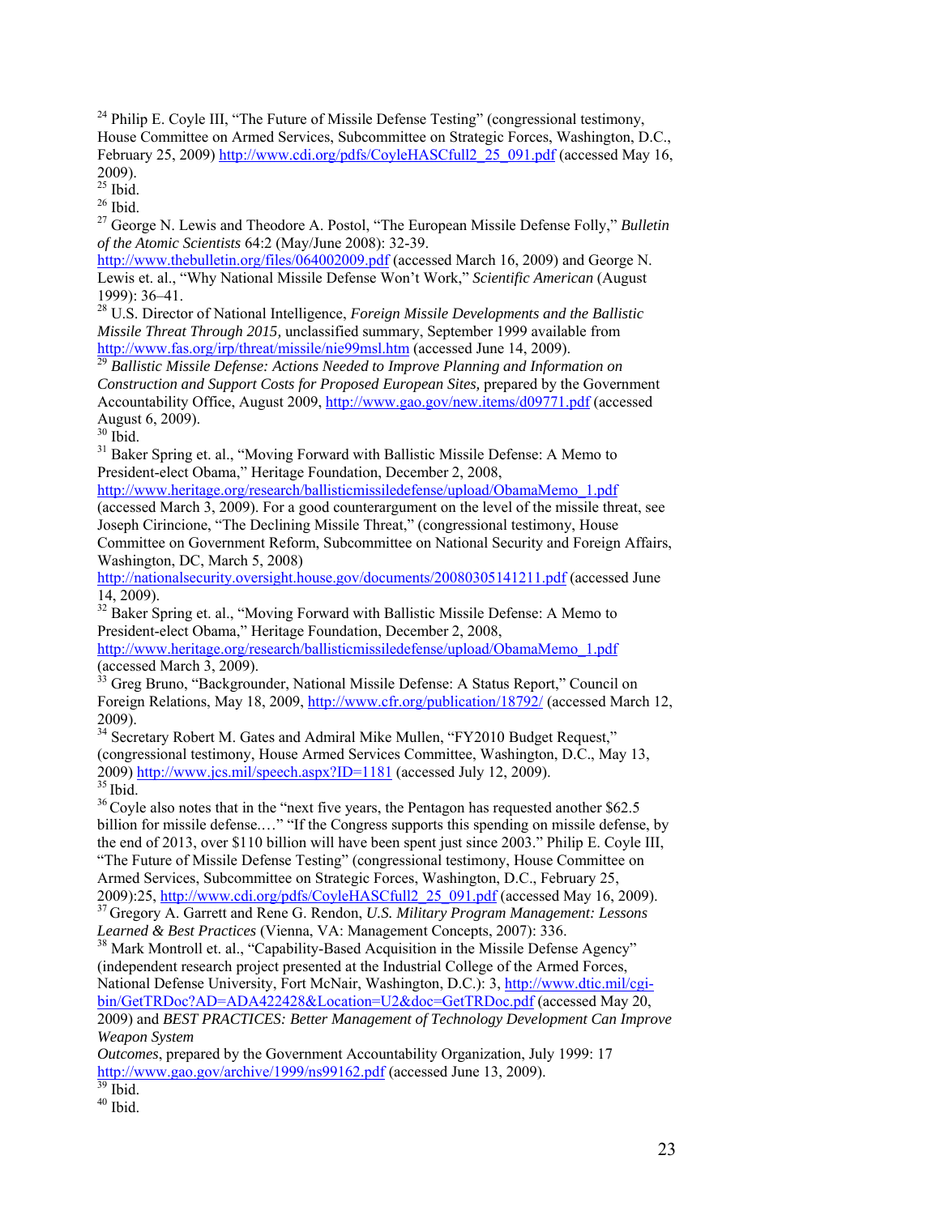[24] Philip E. Coyle III, "The Future of Missile Defense Testing" (congressional testimony, House Committee on Armed Services, Subcommittee on Strategic Forces, Washington, D.C., February 25, 2009) http://www.cdi.org/pdfs/CoyleHASCfull2_25_091.pdf (accessed May 16, 2009).

[25] Ibid.

[26] Ibid.

[27] George N. Lewis and Theodore A. Postol, "The European Missile Defense Folly," *Bulletin of the Atomic Scientists* 64:2 (May/June 2008): 32-39. http://www.thebulletin.org/files/064002009.pdf (accessed March 16, 2009) and George N. Lewis et. al., "Why National Missile Defense Won't Work," *Scientific American* (August 1999): 36–41.

[28] U.S. Director of National Intelligence, *Foreign Missile Developments and the Ballistic Missile Threat Through 2015,* unclassified summary, September 1999 available from http://www.fas.org/irp/threat/missile/nie99msl.htm (accessed June 14, 2009).

[29] *Ballistic Missile Defense: Actions Needed to Improve Planning and Information on Construction and Support Costs for Proposed European Sites,* prepared by the Government Accountability Office, August 2009, http://www.gao.gov/new.items/d09771.pdf (accessed August 6, 2009).

[30] Ibid.

[31] Baker Spring et. al., "Moving Forward with Ballistic Missile Defense: A Memo to President-elect Obama," Heritage Foundation, December 2, 2008, http://www.heritage.org/research/ballisticmissiledefense/upload/ObamaMemo_1.pdf (accessed March 3, 2009). For a good counterargument on the level of the missile threat, see Joseph Cirincione, "The Declining Missile Threat," (congressional testimony, House Committee on Government Reform, Subcommittee on National Security and Foreign Affairs, Washington, DC, March 5, 2008) http://nationalsecurity.oversight.house.gov/documents/20080305141211.pdf (accessed June 14, 2009).

[32] Baker Spring et. al., "Moving Forward with Ballistic Missile Defense: A Memo to President-elect Obama," Heritage Foundation, December 2, 2008, http://www.heritage.org/research/ballisticmissiledefense/upload/ObamaMemo_1.pdf (accessed March 3, 2009).

[33] Greg Bruno, "Backgrounder, National Missile Defense: A Status Report," Council on Foreign Relations, May 18, 2009, http://www.cfr.org/publication/18792/ (accessed March 12, 2009).

[34] Secretary Robert M. Gates and Admiral Mike Mullen, "FY2010 Budget Request," (congressional testimony, House Armed Services Committee, Washington, D.C., May 13, 2009) http://www.jcs.mil/speech.aspx?ID=1181 (accessed July 12, 2009).

[35] Ibid.

[36] Coyle also notes that in the "next five years, the Pentagon has requested another $62.5 billion for missile defense.…" "If the Congress supports this spending on missile defense, by the end of 2013, over $110 billion will have been spent just since 2003." Philip E. Coyle III, "The Future of Missile Defense Testing" (congressional testimony, House Committee on Armed Services, Subcommittee on Strategic Forces, Washington, D.C., February 25, 2009):25, http://www.cdi.org/pdfs/CoyleHASCfull2_25_091.pdf (accessed May 16, 2009).

[37] Gregory A. Garrett and Rene G. Rendon, *U.S. Military Program Management: Lessons Learned & Best Practices* (Vienna, VA: Management Concepts, 2007): 336.

[38] Mark Montroll et. al., "Capability-Based Acquisition in the Missile Defense Agency" (independent research project presented at the Industrial College of the Armed Forces, National Defense University, Fort McNair, Washington, D.C.): 3, http://www.dtic.mil/cgi-bin/GetTRDoc?AD=ADA422428&Location=U2&doc=GetTRDoc.pdf (accessed May 20, 2009) and *BEST PRACTICES: Better Management of Technology Development Can Improve Weapon System Outcomes*, prepared by the Government Accountability Organization, July 1999: 17 http://www.gao.gov/archive/1999/ns99162.pdf (accessed June 13, 2009).

[39] Ibid.

[40] Ibid.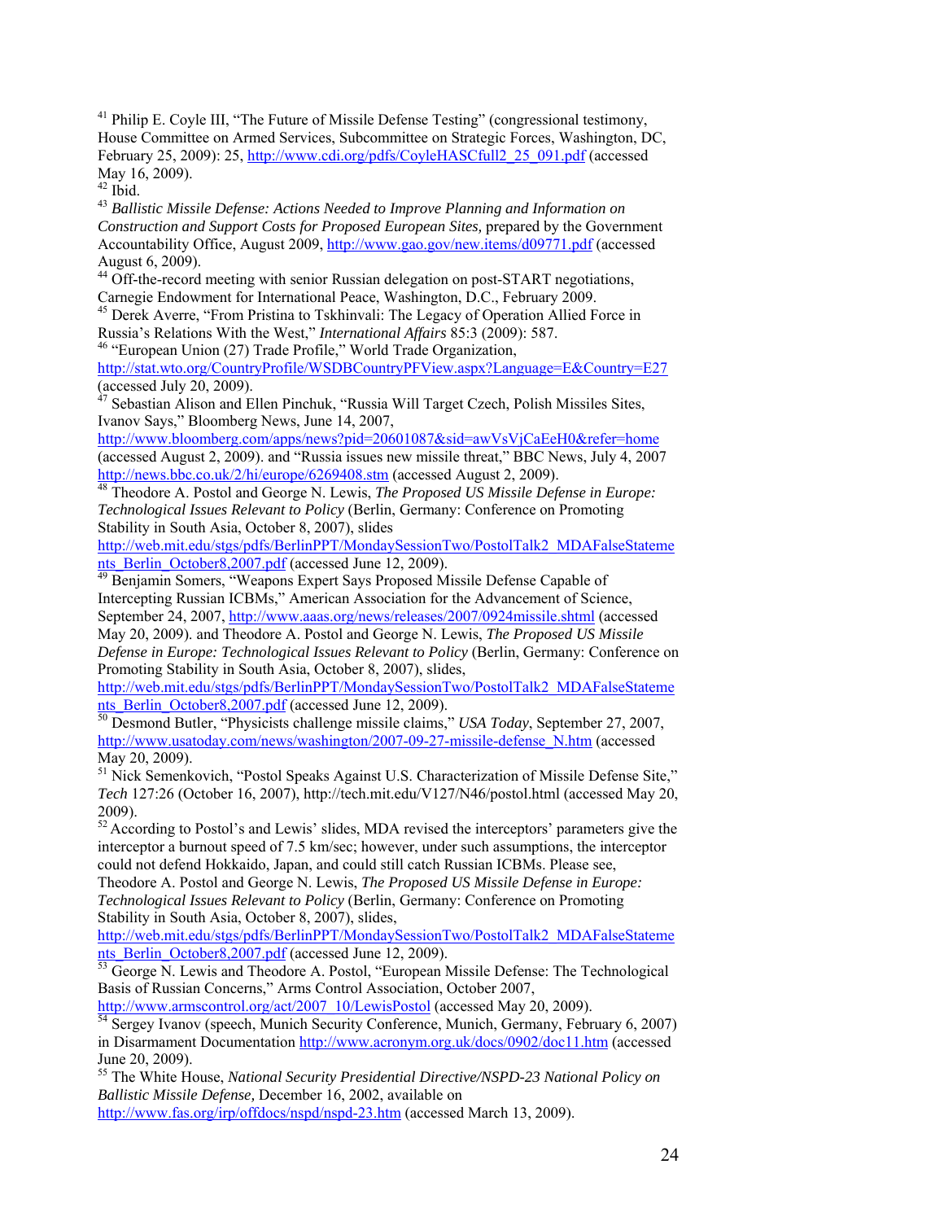[41] Philip E. Coyle III, "The Future of Missile Defense Testing" (congressional testimony, House Committee on Armed Services, Subcommittee on Strategic Forces, Washington, DC, February 25, 2009): 25, http://www.cdi.org/pdfs/CoyleHASCfull2_25_091.pdf (accessed May 16, 2009).

[42] Ibid.

[43] *Ballistic Missile Defense: Actions Needed to Improve Planning and Information on Construction and Support Costs for Proposed European Sites,* prepared by the Government Accountability Office, August 2009, http://www.gao.gov/new.items/d09771.pdf (accessed August 6, 2009).

[44] Off-the-record meeting with senior Russian delegation on post-START negotiations, Carnegie Endowment for International Peace, Washington, D.C., February 2009.

[45] Derek Averre, "From Pristina to Tskhinvali: The Legacy of Operation Allied Force in Russia's Relations With the West," *International Affairs* 85:3 (2009): 587.

[46] "European Union (27) Trade Profile," World Trade Organization, http://stat.wto.org/CountryProfile/WSDBCountryPFView.aspx?Language=E&Country=E27 (accessed July 20, 2009).

[47] Sebastian Alison and Ellen Pinchuk, "Russia Will Target Czech, Polish Missiles Sites, Ivanov Says," Bloomberg News, June 14, 2007, http://www.bloomberg.com/apps/news?pid=20601087&sid=awVsVjCaEeH0&refer=home (accessed August 2, 2009). and "Russia issues new missile threat," BBC News, July 4, 2007 http://news.bbc.co.uk/2/hi/europe/6269408.stm (accessed August 2, 2009).

[48] Theodore A. Postol and George N. Lewis, *The Proposed US Missile Defense in Europe: Technological Issues Relevant to Policy* (Berlin, Germany: Conference on Promoting Stability in South Asia, October 8, 2007), slides http://web.mit.edu/stgs/pdfs/BerlinPPT/MondaySessionTwo/PostolTalk2_MDAFalseStatements_Berlin_October8,2007.pdf (accessed June 12, 2009).

[49] Benjamin Somers, "Weapons Expert Says Proposed Missile Defense Capable of Intercepting Russian ICBMs," American Association for the Advancement of Science, September 24, 2007, http://www.aaas.org/news/releases/2007/0924missile.shtml (accessed May 20, 2009). and Theodore A. Postol and George N. Lewis, *The Proposed US Missile Defense in Europe: Technological Issues Relevant to Policy* (Berlin, Germany: Conference on Promoting Stability in South Asia, October 8, 2007), slides, http://web.mit.edu/stgs/pdfs/BerlinPPT/MondaySessionTwo/PostolTalk2_MDAFalseStatements_Berlin_October8,2007.pdf (accessed June 12, 2009).

[50] Desmond Butler, "Physicists challenge missile claims," *USA Today*, September 27, 2007, http://www.usatoday.com/news/washington/2007-09-27-missile-defense_N.htm (accessed May 20, 2009).

[51] Nick Semenkovich, "Postol Speaks Against U.S. Characterization of Missile Defense Site," *Tech* 127:26 (October 16, 2007), http://tech.mit.edu/V127/N46/postol.html (accessed May 20, 2009).

[52] According to Postol's and Lewis' slides, MDA revised the interceptors' parameters give the interceptor a burnout speed of 7.5 km/sec; however, under such assumptions, the interceptor could not defend Hokkaido, Japan, and could still catch Russian ICBMs. Please see, Theodore A. Postol and George N. Lewis, *The Proposed US Missile Defense in Europe: Technological Issues Relevant to Policy* (Berlin, Germany: Conference on Promoting Stability in South Asia, October 8, 2007), slides, http://web.mit.edu/stgs/pdfs/BerlinPPT/MondaySessionTwo/PostolTalk2_MDAFalseStatements_Berlin_October8,2007.pdf (accessed June 12, 2009).

[53] George N. Lewis and Theodore A. Postol, "European Missile Defense: The Technological Basis of Russian Concerns," Arms Control Association, October 2007, http://www.armscontrol.org/act/2007_10/LewisPostol (accessed May 20, 2009).

[54] Sergey Ivanov (speech, Munich Security Conference, Munich, Germany, February 6, 2007) in Disarmament Documentation http://www.acronym.org.uk/docs/0902/doc11.htm (accessed June 20, 2009).

[55] The White House, *National Security Presidential Directive/NSPD-23 National Policy on Ballistic Missile Defense,* December 16, 2002, available on http://www.fas.org/irp/offdocs/nspd/nspd-23.htm (accessed March 13, 2009).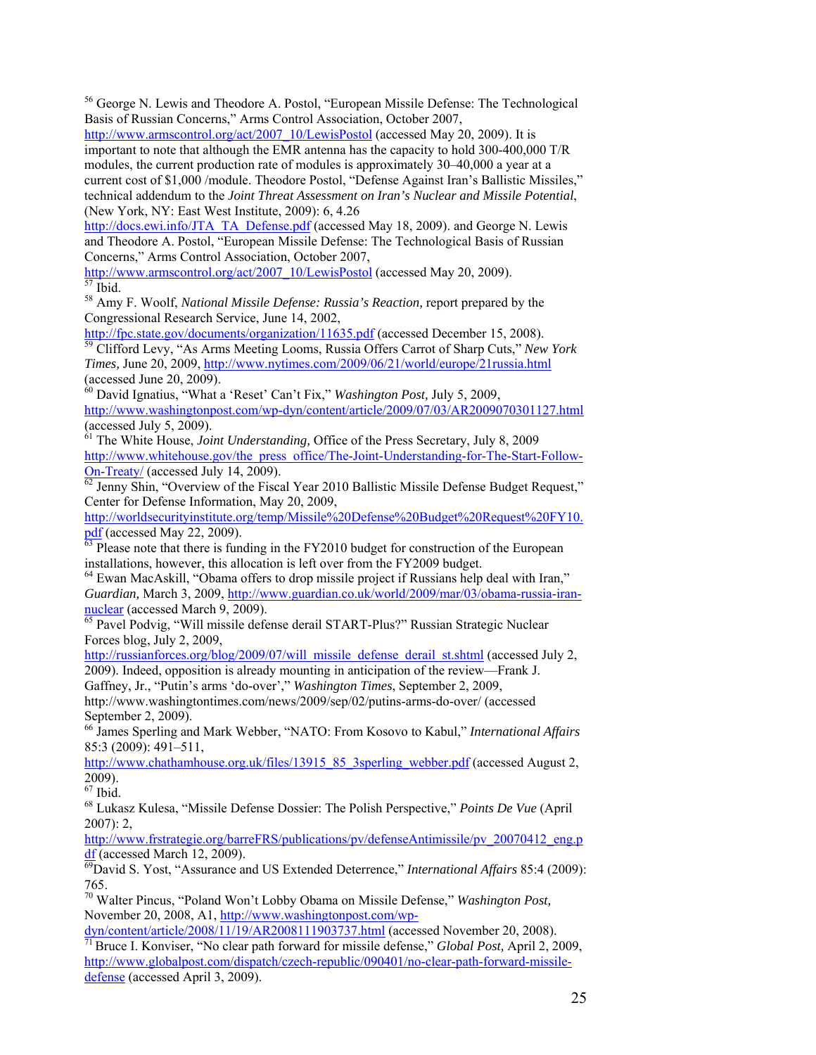[56] George N. Lewis and Theodore A. Postol, "European Missile Defense: The Technological Basis of Russian Concerns," Arms Control Association, October 2007, http://www.armscontrol.org/act/2007_10/LewisPostol (accessed May 20, 2009). It is important to note that although the EMR antenna has the capacity to hold 300-400,000 T/R modules, the current production rate of modules is approximately 30–40,000 a year at a current cost of $1,000 /module. Theodore Postol, "Defense Against Iran's Ballistic Missiles," technical addendum to the *Joint Threat Assessment on Iran's Nuclear and Missile Potential*, (New York, NY: East West Institute, 2009): 6, 4.26 http://docs.ewi.info/JTA_TA_Defense.pdf (accessed May 18, 2009). and George N. Lewis and Theodore A. Postol, "European Missile Defense: The Technological Basis of Russian Concerns," Arms Control Association, October 2007, http://www.armscontrol.org/act/2007_10/LewisPostol (accessed May 20, 2009).

[57] Ibid.

[58] Amy F. Woolf, *National Missile Defense: Russia's Reaction,* report prepared by the Congressional Research Service, June 14, 2002, http://fpc.state.gov/documents/organization/11635.pdf (accessed December 15, 2008).

[59] Clifford Levy, "As Arms Meeting Looms, Russia Offers Carrot of Sharp Cuts," *New York Times,* June 20, 2009, http://www.nytimes.com/2009/06/21/world/europe/21russia.html (accessed June 20, 2009).

[60] David Ignatius, "What a 'Reset' Can't Fix," *Washington Post,* July 5, 2009, http://www.washingtonpost.com/wp-dyn/content/article/2009/07/03/AR2009070301127.html (accessed July 5, 2009).

[61] The White House, *Joint Understanding,* Office of the Press Secretary, July 8, 2009 http://www.whitehouse.gov/the_press_office/The-Joint-Understanding-for-The-Start-Follow-On-Treaty/ (accessed July 14, 2009).

[62] Jenny Shin, "Overview of the Fiscal Year 2010 Ballistic Missile Defense Budget Request," Center for Defense Information, May 20, 2009, http://worldsecurityinstitute.org/temp/Missile%20Defense%20Budget%20Request%20FY10.pdf (accessed May 22, 2009).

[63] Please note that there is funding in the FY2010 budget for construction of the European installations, however, this allocation is left over from the FY2009 budget.

[64] Ewan MacAskill, "Obama offers to drop missile project if Russians help deal with Iran," *Guardian,* March 3, 2009, http://www.guardian.co.uk/world/2009/mar/03/obama-russia-iran-nuclear (accessed March 9, 2009).

[65] Pavel Podvig, "Will missile defense derail START-Plus?" Russian Strategic Nuclear Forces blog, July 2, 2009, http://russianforces.org/blog/2009/07/will_missile_defense_derail_st.shtml (accessed July 2, 2009). Indeed, opposition is already mounting in anticipation of the review—Frank J. Gaffney, Jr., "Putin's arms 'do-over'," *Washington Times*, September 2, 2009, http://www.washingtontimes.com/news/2009/sep/02/putins-arms-do-over/ (accessed September 2, 2009).

[66] James Sperling and Mark Webber, "NATO: From Kosovo to Kabul," *International Affairs* 85:3 (2009): 491–511, http://www.chathamhouse.org.uk/files/13915_85_3sperling_webber.pdf (accessed August 2, 2009).

[67] Ibid.

[68] Lukasz Kulesa, "Missile Defense Dossier: The Polish Perspective," *Points De Vue* (April 2007): 2, http://www.frstrategie.org/barreFRS/publications/pv/defenseAntimissile/pv_20070412_eng.pdf (accessed March 12, 2009).

[69] David S. Yost, "Assurance and US Extended Deterrence," *International Affairs* 85:4 (2009): 765.

[70] Walter Pincus, "Poland Won't Lobby Obama on Missile Defense," *Washington Post,* November 20, 2008, A1, http://www.washingtonpost.com/wp-dyn/content/article/2008/11/19/AR2008111903737.html (accessed November 20, 2008).

[71] Bruce I. Konviser, "No clear path forward for missile defense," *Global Post,* April 2, 2009, http://www.globalpost.com/dispatch/czech-republic/090401/no-clear-path-forward-missile-defense (accessed April 3, 2009).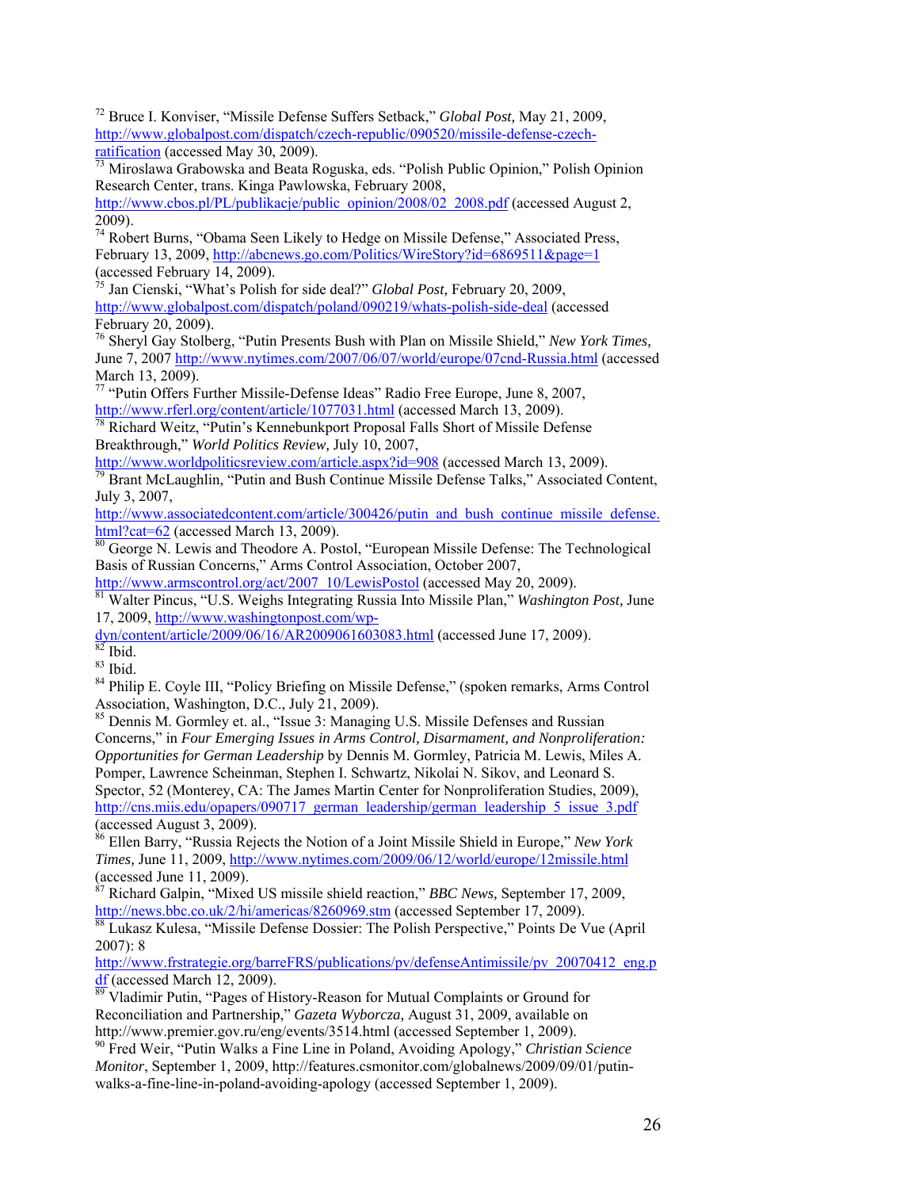[72] Bruce I. Konviser, "Missile Defense Suffers Setback," *Global Post,* May 21, 2009, http://www.globalpost.com/dispatch/czech-republic/090520/missile-defense-czech-ratification (accessed May 30, 2009).

[73] Miroslawa Grabowska and Beata Roguska, eds. "Polish Public Opinion," Polish Opinion Research Center, trans. Kinga Pawlowska, February 2008, http://www.cbos.pl/PL/publikacje/public_opinion/2008/02_2008.pdf (accessed August 2, 2009).

[74] Robert Burns, "Obama Seen Likely to Hedge on Missile Defense," Associated Press, February 13, 2009, http://abcnews.go.com/Politics/WireStory?id=6869511&page=1 (accessed February 14, 2009).

[75] Jan Cienski, "What's Polish for side deal?" *Global Post,* February 20, 2009, http://www.globalpost.com/dispatch/poland/090219/whats-polish-side-deal (accessed February 20, 2009).

[76] Sheryl Gay Stolberg, "Putin Presents Bush with Plan on Missile Shield," *New York Times,* June 7, 2007 http://www.nytimes.com/2007/06/07/world/europe/07cnd-Russia.html (accessed March 13, 2009).

[77] "Putin Offers Further Missile-Defense Ideas" Radio Free Europe, June 8, 2007, http://www.rferl.org/content/article/1077031.html (accessed March 13, 2009).

[78] Richard Weitz, "Putin's Kennebunkport Proposal Falls Short of Missile Defense Breakthrough," *World Politics Review,* July 10, 2007, http://www.worldpoliticsreview.com/article.aspx?id=908 (accessed March 13, 2009).

[79] Brant McLaughlin, "Putin and Bush Continue Missile Defense Talks," Associated Content, July 3, 2007, http://www.associatedcontent.com/article/300426/putin_and_bush_continue_missile_defense.html?cat=62 (accessed March 13, 2009).

[80] George N. Lewis and Theodore A. Postol, "European Missile Defense: The Technological Basis of Russian Concerns," Arms Control Association, October 2007, http://www.armscontrol.org/act/2007_10/LewisPostol (accessed May 20, 2009).

[81] Walter Pincus, "U.S. Weighs Integrating Russia Into Missile Plan," *Washington Post,* June 17, 2009, http://www.washingtonpost.com/wp-dyn/content/article/2009/06/16/AR2009061603083.html (accessed June 17, 2009).

[82] Ibid.

[83] Ibid.

[84] Philip E. Coyle III, "Policy Briefing on Missile Defense," (spoken remarks, Arms Control Association, Washington, D.C., July 21, 2009).

[85] Dennis M. Gormley et. al., "Issue 3: Managing U.S. Missile Defenses and Russian Concerns," in *Four Emerging Issues in Arms Control, Disarmament, and Nonproliferation: Opportunities for German Leadership* by Dennis M. Gormley, Patricia M. Lewis, Miles A. Pomper, Lawrence Scheinman, Stephen I. Schwartz, Nikolai N. Sikov, and Leonard S. Spector, 52 (Monterey, CA: The James Martin Center for Nonproliferation Studies, 2009), http://cns.miis.edu/opapers/090717_german_leadership/german_leadership_5_issue_3.pdf (accessed August 3, 2009).

[86] Ellen Barry, "Russia Rejects the Notion of a Joint Missile Shield in Europe," *New York Times,* June 11, 2009, http://www.nytimes.com/2009/06/12/world/europe/12missile.html (accessed June 11, 2009).

[87] Richard Galpin, "Mixed US missile shield reaction," *BBC News,* September 17, 2009, http://news.bbc.co.uk/2/hi/americas/8260969.stm (accessed September 17, 2009).

[88] Lukasz Kulesa, "Missile Defense Dossier: The Polish Perspective," Points De Vue (April 2007): 8 http://www.frstrategie.org/barreFRS/publications/pv/defenseAntimissile/pv_20070412_eng.pdf (accessed March 12, 2009).

[89] Vladimir Putin, "Pages of History-Reason for Mutual Complaints or Ground for Reconciliation and Partnership," *Gazeta Wyborcza,* August 31, 2009, available on http://www.premier.gov.ru/eng/events/3514.html (accessed September 1, 2009).

[90] Fred Weir, "Putin Walks a Fine Line in Poland, Avoiding Apology," *Christian Science Monitor*, September 1, 2009, http://features.csmonitor.com/globalnews/2009/09/01/putin-walks-a-fine-line-in-poland-avoiding-apology (accessed September 1, 2009).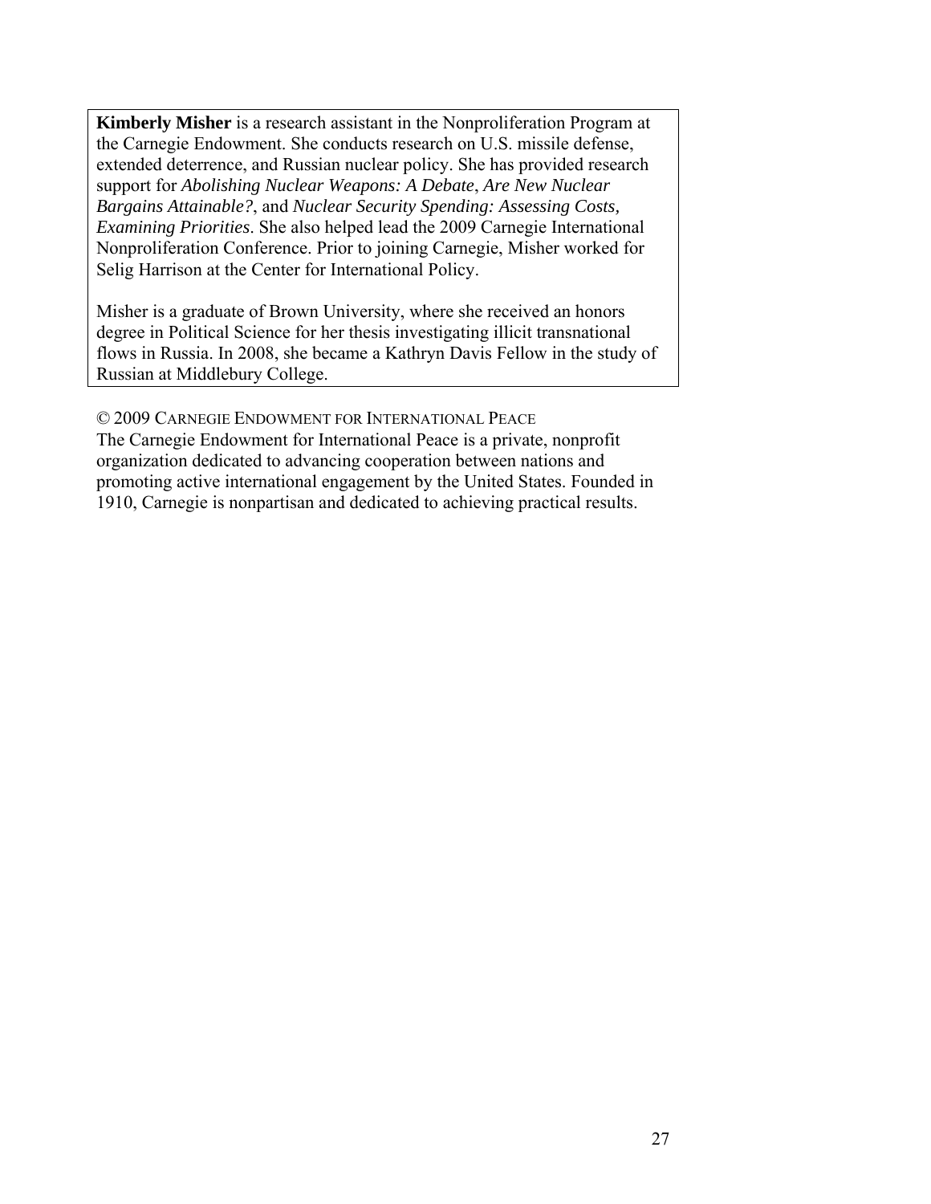**Kimberly Misher** is a research assistant in the Nonproliferation Program at the Carnegie Endowment. She conducts research on U.S. missile defense, extended deterrence, and Russian nuclear policy. She has provided research support for *Abolishing Nuclear Weapons: A Debate*, *Are New Nuclear Bargains Attainable?*, and *Nuclear Security Spending: Assessing Costs, Examining Priorities*. She also helped lead the 2009 Carnegie International Nonproliferation Conference. Prior to joining Carnegie, Misher worked for Selig Harrison at the Center for International Policy.

Misher is a graduate of Brown University, where she received an honors degree in Political Science for her thesis investigating illicit transnational flows in Russia. In 2008, she became a Kathryn Davis Fellow in the study of Russian at Middlebury College.

© 2009 CARNEGIE ENDOWMENT FOR INTERNATIONAL PEACE

The Carnegie Endowment for International Peace is a private, nonprofit organization dedicated to advancing cooperation between nations and promoting active international engagement by the United States. Founded in 1910, Carnegie is nonpartisan and dedicated to achieving practical results.